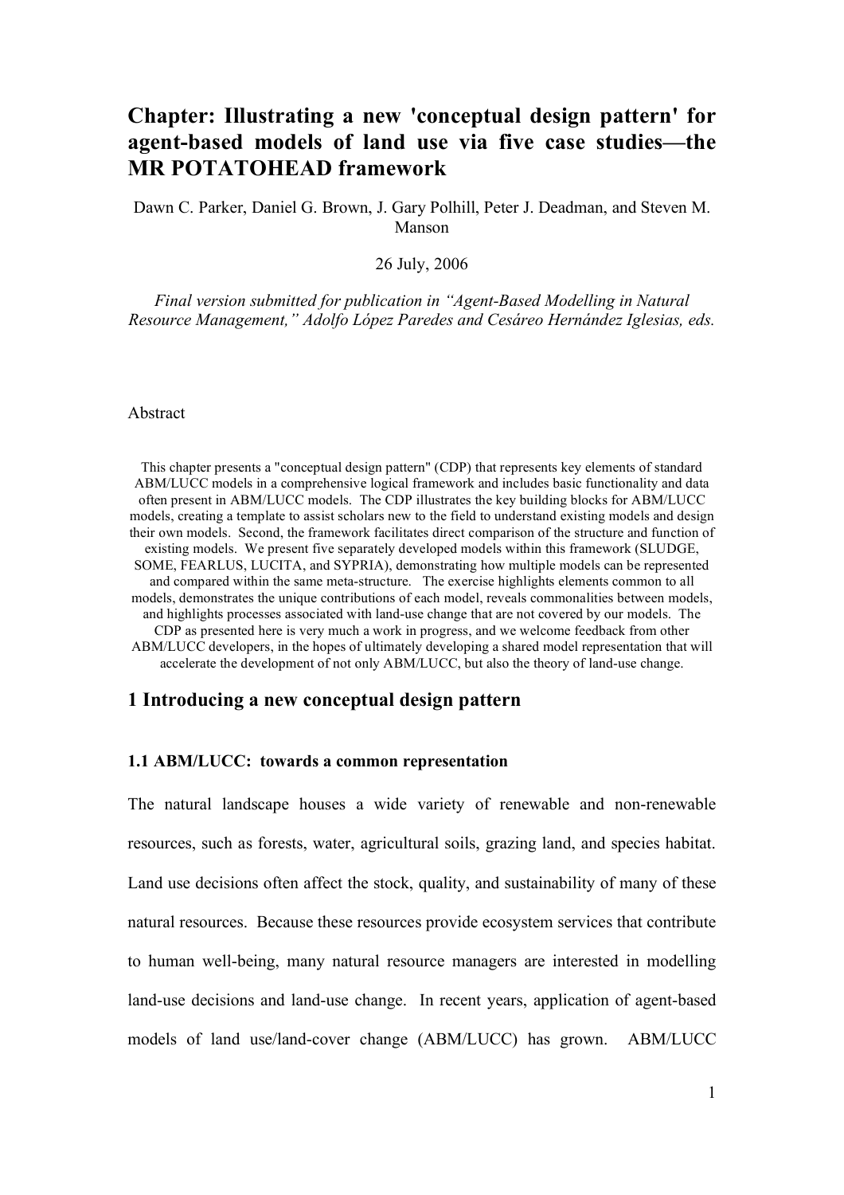# Chapter: Illustrating a new 'conceptual design pattern' for agent-based models of land use via five case studies—the MR POTATOHEAD framework

Dawn C. Parker, Daniel G. Brown, J. Gary Polhill, Peter J. Deadman, and Steven M. Manson

26 July, 2006

*Final version submitted for publication in "Agent-Based Modelling in Natural Resource Management," Adolfo López Paredes and Cesáreo Hernández Iglesias, eds.*

Abstract

This chapter presents a "conceptual design pattern" (CDP) that represents key elements of standard ABM/LUCC models in a comprehensive logical framework and includes basic functionality and data often present in ABM/LUCC models. The CDP illustrates the key building blocks for ABM/LUCC models, creating a template to assist scholars new to the field to understand existing models and design their own models. Second, the framework facilitates direct comparison of the structure and function of existing models. We present five separately developed models within this framework (SLUDGE, SOME, FEARLUS, LUCITA, and SYPRIA), demonstrating how multiple models can be represented and compared within the same meta-structure. The exercise highlights elements common to all models, demonstrates the unique contributions of each model, reveals commonalities between models, and highlights processes associated with land-use change that are not covered by our models. The CDP as presented here is very much a work in progress, and we welcome feedback from other ABM/LUCC developers, in the hopes of ultimately developing a shared model representation that will accelerate the development of not only ABM/LUCC, but also the theory of land-use change.

## 1 Introducing a new conceptual design pattern

### 1.1 ABM/LUCC: towards a common representation

The natural landscape houses a wide variety of renewable and non-renewable resources, such as forests, water, agricultural soils, grazing land, and species habitat. Land use decisions often affect the stock, quality, and sustainability of many of these natural resources. Because these resources provide ecosystem services that contribute to human well-being, many natural resource managers are interested in modelling land-use decisions and land-use change. In recent years, application of agent-based models of land use/land-cover change (ABM/LUCC) has grown. ABM/LUCC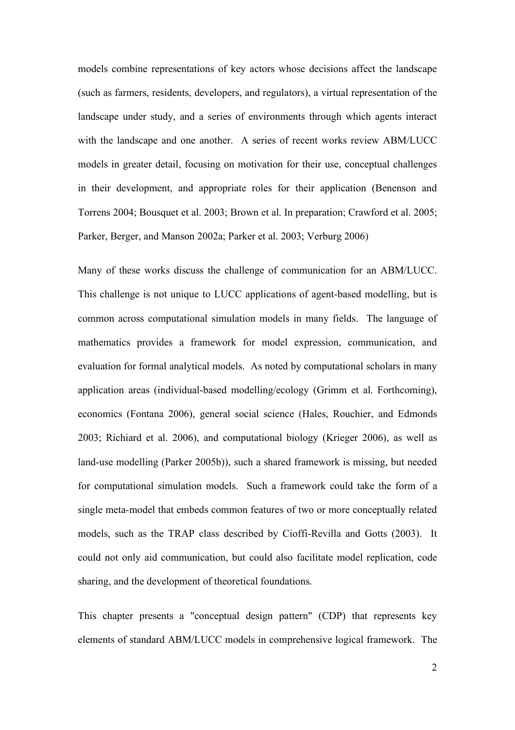models combine representations of key actors whose decisions affect the landscape (such as farmers, residents, developers, and regulators), a virtual representation of the landscape under study, and a series of environments through which agents interact with the landscape and one another. A series of recent works review ABM/LUCC models in greater detail, focusing on motivation for their use, conceptual challenges in their development, and appropriate roles for their application (Benenson and Torrens 2004; Bousquet et al. 2003; Brown et al. In preparation; Crawford et al. 2005; Parker, Berger, and Manson 2002a; Parker et al. 2003; Verburg 2006)

Many of these works discuss the challenge of communication for an ABM/LUCC. This challenge is not unique to LUCC applications of agent-based modelling, but is common across computational simulation models in many fields. The language of mathematics provides a framework for model expression, communication, and evaluation for formal analytical models. As noted by computational scholars in many application areas (individual-based modelling/ecology (Grimm et al. Forthcoming), economics (Fontana 2006), general social science (Hales, Rouchier, and Edmonds 2003; Richiard et al. 2006), and computational biology (Krieger 2006), as well as land-use modelling (Parker 2005b)), such a shared framework is missing, but needed for computational simulation models. Such a framework could take the form of a single meta-model that embeds common features of two or more conceptually related models, such as the TRAP class described by Cioffi-Revilla and Gotts (2003). It could not only aid communication, but could also facilitate model replication, code sharing, and the development of theoretical foundations.

This chapter presents a "conceptual design pattern" (CDP) that represents key elements of standard ABM/LUCC models in comprehensive logical framework. The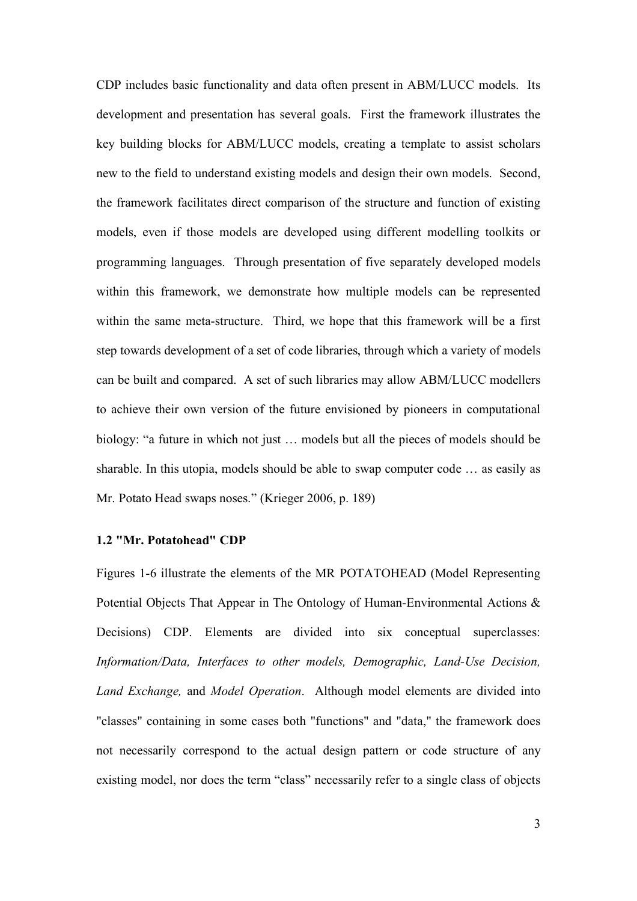CDP includes basic functionality and data often present in ABM/LUCC models. Its development and presentation has several goals. First the framework illustrates the key building blocks for ABM/LUCC models, creating a template to assist scholars new to the field to understand existing models and design their own models. Second, the framework facilitates direct comparison of the structure and function of existing models, even if those models are developed using different modelling toolkits or programming languages. Through presentation of five separately developed models within this framework, we demonstrate how multiple models can be represented within the same meta-structure. Third, we hope that this framework will be a first step towards development of a set of code libraries, through which a variety of models can be built and compared. A set of such libraries may allow ABM/LUCC modellers to achieve their own version of the future envisioned by pioneers in computational biology: "a future in which not just … models but all the pieces of models should be sharable. In this utopia, models should be able to swap computer code … as easily as Mr. Potato Head swaps noses." (Krieger 2006, p. 189)

### 1.2 "Mr. Potatohead" CDP

Figures 1-6 illustrate the elements of the MR POTATOHEAD (Model Representing Potential Objects That Appear in The Ontology of Human-Environmental Actions & Decisions) CDP. Elements are divided into six conceptual superclasses: *Information/Data, Interfaces to other models, Demographic, Land-Use Decision, Land Exchange,* and *Model Operation*. Although model elements are divided into "classes" containing in some cases both "functions" and "data," the framework does not necessarily correspond to the actual design pattern or code structure of any existing model, nor does the term "class" necessarily refer to a single class of objects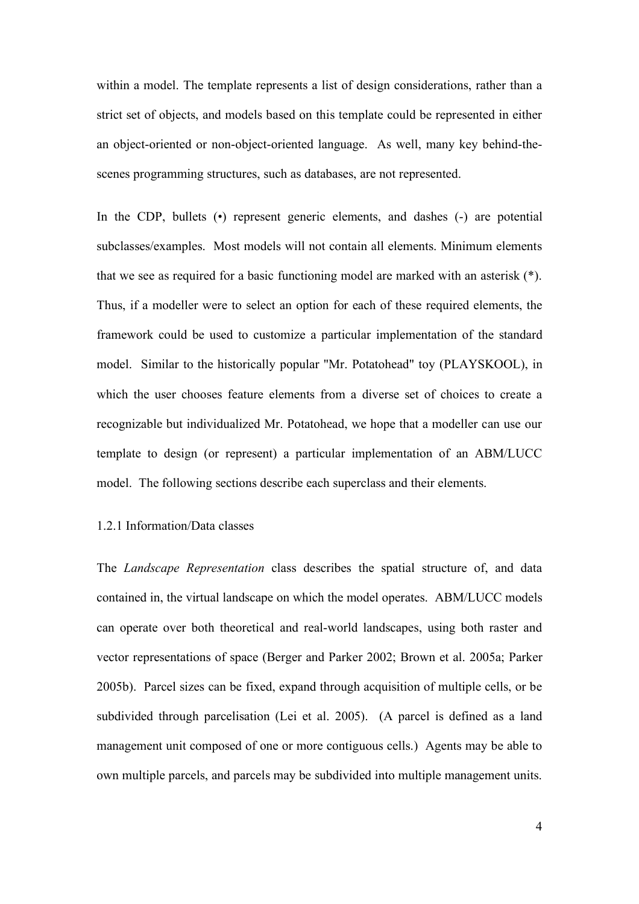within a model. The template represents a list of design considerations, rather than a strict set of objects, and models based on this template could be represented in either an object-oriented or non-object-oriented language. As well, many key behind-the-scenes programming structures, such as databases, are not represented.

In the CDP, bullets (•) represent generic elements, and dashes (-) are potential subclasses/examples. Most models will not contain all elements. Minimum elements that we see as required for a basic functioning model are marked with an asterisk (*). Thus, if a modeller were to select an option for each of these required elements, the framework could be used to customize a particular implementation of the standard model. Similar to the historically popular "Mr. Potatohead" toy (PLAYSKOOL), in which the user chooses feature elements from a diverse set of choices to create a recognizable but individualized Mr. Potatohead, we hope that a modeller can use our template to design (or represent) a particular implementation of an ABM/LUCC model. The following sections describe each superclass and their elements.

### 1.2.1 Information/Data classes

The *Landscape Representation* class describes the spatial structure of, and data contained in, the virtual landscape on which the model operates. ABM/LUCC models can operate over both theoretical and real-world landscapes, using both raster and vector representations of space (Berger and Parker 2002; Brown et al. 2005a; Parker 2005b). Parcel sizes can be fixed, expand through acquisition of multiple cells, or be subdivided through parcelisation (Lei et al. 2005). (A parcel is defined as a land management unit composed of one or more contiguous cells.) Agents may be able to own multiple parcels, and parcels may be subdivided into multiple management units.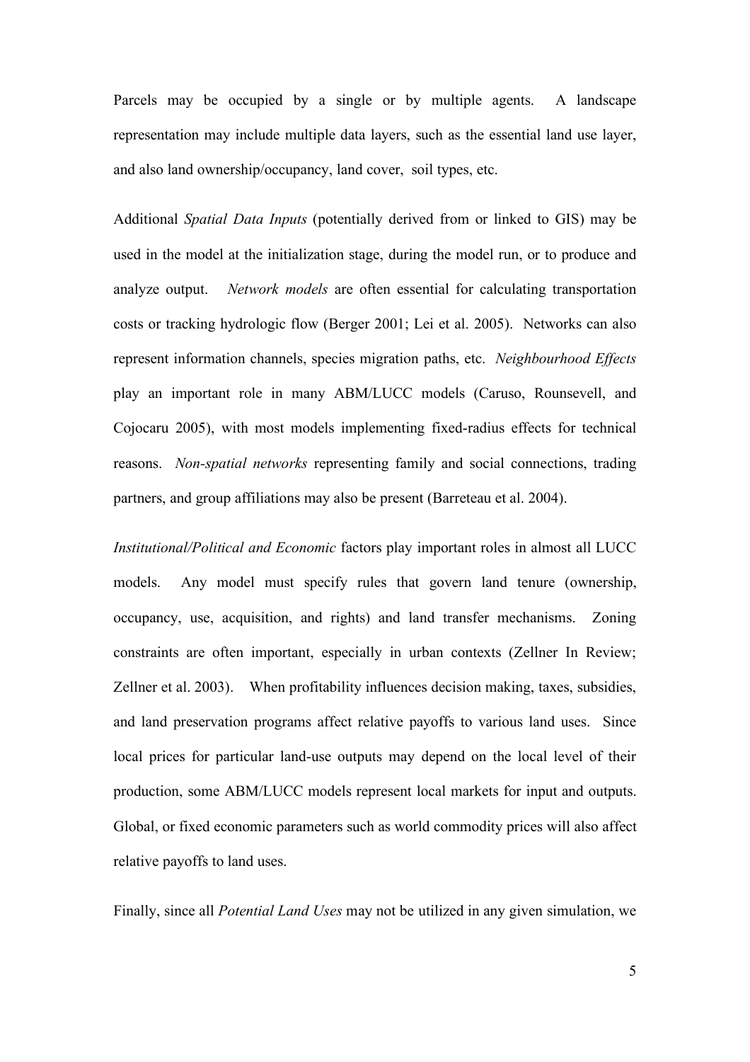Parcels may be occupied by a single or by multiple agents. A landscape representation may include multiple data layers, such as the essential land use layer, and also land ownership/occupancy, land cover, soil types, etc.

Additional *Spatial Data Inputs* (potentially derived from or linked to GIS) may be used in the model at the initialization stage, during the model run, or to produce and analyze output. *Network models* are often essential for calculating transportation costs or tracking hydrologic flow (Berger 2001; Lei et al. 2005). Networks can also represent information channels, species migration paths, etc. *Neighbourhood Effects* play an important role in many ABM/LUCC models (Caruso, Rounsevell, and Cojocaru 2005), with most models implementing fixed-radius effects for technical reasons. *Non-spatial networks* representing family and social connections, trading partners, and group affiliations may also be present (Barreteau et al. 2004).

*Institutional/Political and Economic* factors play important roles in almost all LUCC models. Any model must specify rules that govern land tenure (ownership, occupancy, use, acquisition, and rights) and land transfer mechanisms. Zoning constraints are often important, especially in urban contexts (Zellner In Review; Zellner et al. 2003). When profitability influences decision making, taxes, subsidies, and land preservation programs affect relative payoffs to various land uses. Since local prices for particular land-use outputs may depend on the local level of their production, some ABM/LUCC models represent local markets for input and outputs. Global, or fixed economic parameters such as world commodity prices will also affect relative payoffs to land uses.

Finally, since all *Potential Land Uses* may not be utilized in any given simulation, we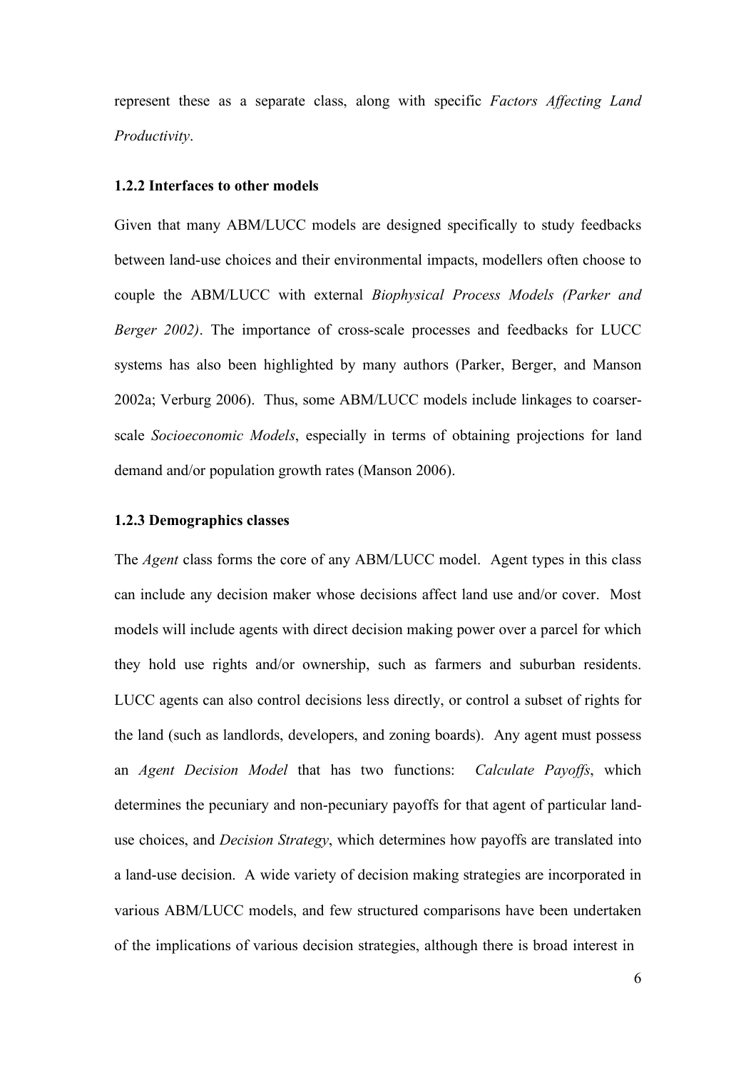represent these as a separate class, along with specific *Factors Affecting Land Productivity*.

### 1.2.2 Interfaces to other models

Given that many ABM/LUCC models are designed specifically to study feedbacks between land-use choices and their environmental impacts, modellers often choose to couple the ABM/LUCC with external *Biophysical Process Models (Parker and Berger 2002)*. The importance of cross-scale processes and feedbacks for LUCC systems has also been highlighted by many authors (Parker, Berger, and Manson 2002a; Verburg 2006). Thus, some ABM/LUCC models include linkages to coarser-scale *Socioeconomic Models*, especially in terms of obtaining projections for land demand and/or population growth rates (Manson 2006).

### 1.2.3 Demographics classes

The *Agent* class forms the core of any ABM/LUCC model. Agent types in this class can include any decision maker whose decisions affect land use and/or cover. Most models will include agents with direct decision making power over a parcel for which they hold use rights and/or ownership, such as farmers and suburban residents. LUCC agents can also control decisions less directly, or control a subset of rights for the land (such as landlords, developers, and zoning boards). Any agent must possess an *Agent Decision Model* that has two functions: *Calculate Payoffs*, which determines the pecuniary and non-pecuniary payoffs for that agent of particular land-use choices, and *Decision Strategy*, which determines how payoffs are translated into a land-use decision. A wide variety of decision making strategies are incorporated in various ABM/LUCC models, and few structured comparisons have been undertaken of the implications of various decision strategies, although there is broad interest in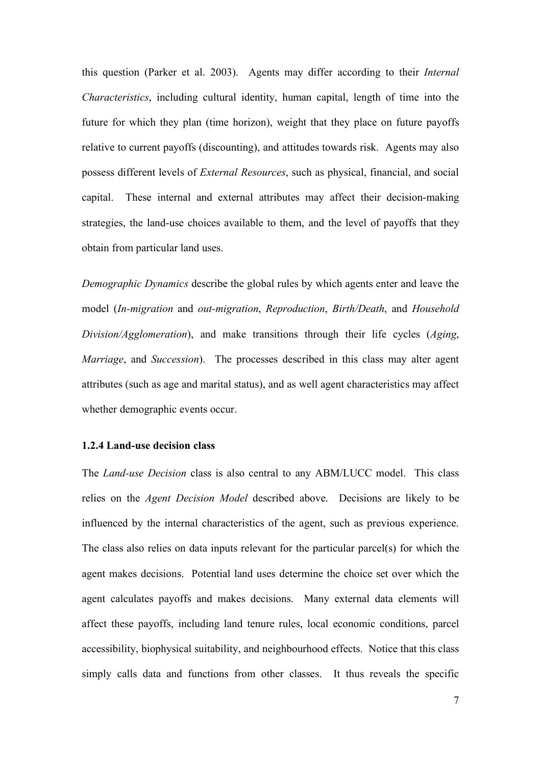this question (Parker et al. 2003). Agents may differ according to their *Internal Characteristics*, including cultural identity, human capital, length of time into the future for which they plan (time horizon), weight that they place on future payoffs relative to current payoffs (discounting), and attitudes towards risk. Agents may also possess different levels of *External Resources*, such as physical, financial, and social capital. These internal and external attributes may affect their decision-making strategies, the land-use choices available to them, and the level of payoffs that they obtain from particular land uses.

*Demographic Dynamics* describe the global rules by which agents enter and leave the model (*In-migration* and *out-migration*, *Reproduction*, *Birth/Death*, and *Household Division/Agglomeration*), and make transitions through their life cycles (*Aging*, *Marriage*, and *Succession*). The processes described in this class may alter agent attributes (such as age and marital status), and as well agent characteristics may affect whether demographic events occur.

### 1.2.4 Land-use decision class

The *Land-use Decision* class is also central to any ABM/LUCC model. This class relies on the *Agent Decision Model* described above. Decisions are likely to be influenced by the internal characteristics of the agent, such as previous experience. The class also relies on data inputs relevant for the particular parcel(s) for which the agent makes decisions. Potential land uses determine the choice set over which the agent calculates payoffs and makes decisions. Many external data elements will affect these payoffs, including land tenure rules, local economic conditions, parcel accessibility, biophysical suitability, and neighbourhood effects. Notice that this class simply calls data and functions from other classes. It thus reveals the specific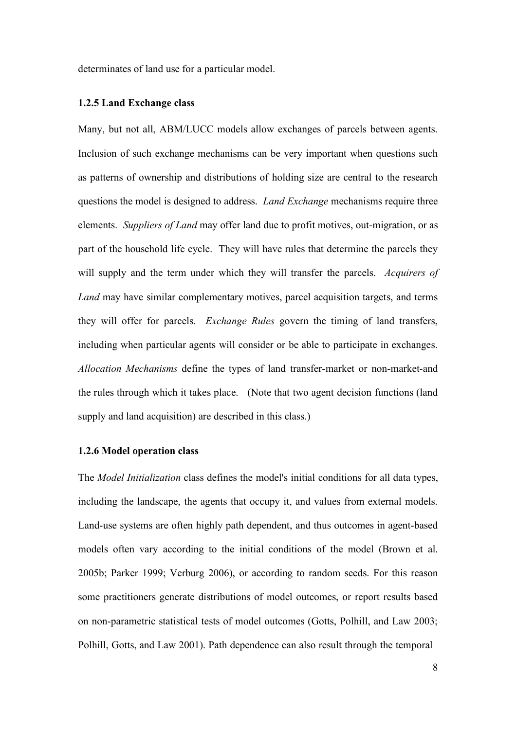determinates of land use for a particular model.

### 1.2.5 Land Exchange class

Many, but not all, ABM/LUCC models allow exchanges of parcels between agents. Inclusion of such exchange mechanisms can be very important when questions such as patterns of ownership and distributions of holding size are central to the research questions the model is designed to address. *Land Exchange* mechanisms require three elements. *Suppliers of Land* may offer land due to profit motives, out-migration, or as part of the household life cycle. They will have rules that determine the parcels they will supply and the term under which they will transfer the parcels. *Acquirers of Land* may have similar complementary motives, parcel acquisition targets, and terms they will offer for parcels. *Exchange Rules* govern the timing of land transfers, including when particular agents will consider or be able to participate in exchanges. *Allocation Mechanisms* define the types of land transfer-market or non-market-and the rules through which it takes place. (Note that two agent decision functions (land supply and land acquisition) are described in this class.)

### 1.2.6 Model operation class

The *Model Initialization* class defines the model's initial conditions for all data types, including the landscape, the agents that occupy it, and values from external models. Land-use systems are often highly path dependent, and thus outcomes in agent-based models often vary according to the initial conditions of the model (Brown et al. 2005b; Parker 1999; Verburg 2006), or according to random seeds. For this reason some practitioners generate distributions of model outcomes, or report results based on non-parametric statistical tests of model outcomes (Gotts, Polhill, and Law 2003; Polhill, Gotts, and Law 2001). Path dependence can also result through the temporal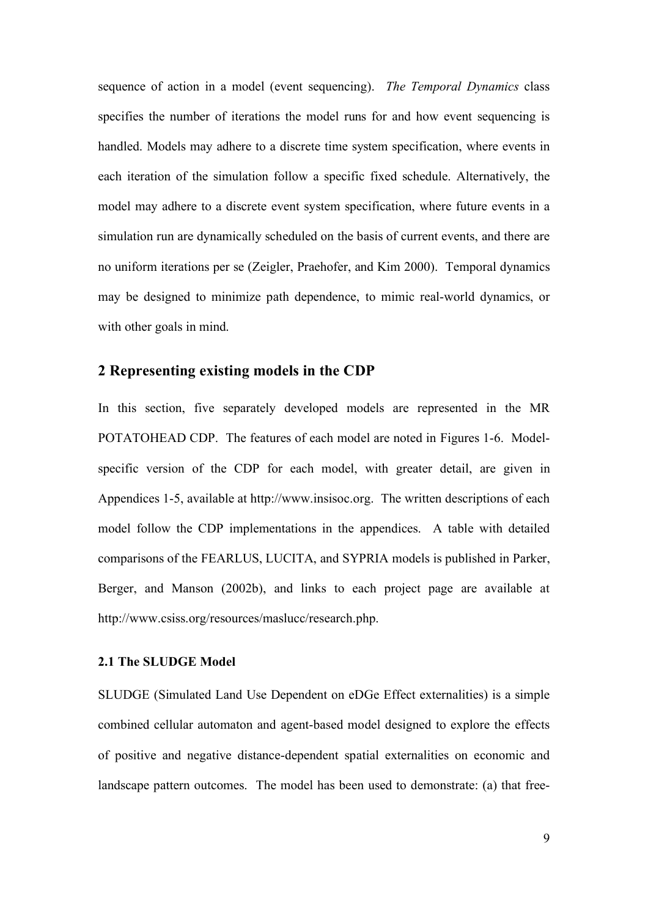sequence of action in a model (event sequencing). *The Temporal Dynamics* class specifies the number of iterations the model runs for and how event sequencing is handled. Models may adhere to a discrete time system specification, where events in each iteration of the simulation follow a specific fixed schedule. Alternatively, the model may adhere to a discrete event system specification, where future events in a simulation run are dynamically scheduled on the basis of current events, and there are no uniform iterations per se (Zeigler, Praehofer, and Kim 2000). Temporal dynamics may be designed to minimize path dependence, to mimic real-world dynamics, or with other goals in mind.

## 2 Representing existing models in the CDP

In this section, five separately developed models are represented in the MR POTATOHEAD CDP. The features of each model are noted in Figures 1-6. Model-specific version of the CDP for each model, with greater detail, are given in Appendices 1-5, available at http://www.insisoc.org. The written descriptions of each model follow the CDP implementations in the appendices. A table with detailed comparisons of the FEARLUS, LUCITA, and SYPRIA models is published in Parker, Berger, and Manson (2002b), and links to each project page are available at http://www.csiss.org/resources/maslucc/research.php.

### 2.1 The SLUDGE Model

SLUDGE (Simulated Land Use Dependent on eDGe Effect externalities) is a simple combined cellular automaton and agent-based model designed to explore the effects of positive and negative distance-dependent spatial externalities on economic and landscape pattern outcomes. The model has been used to demonstrate: (a) that free-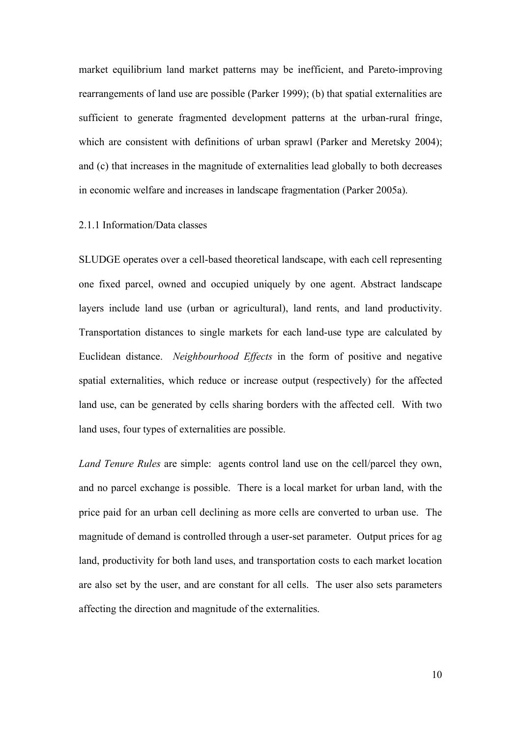market equilibrium land market patterns may be inefficient, and Pareto-improving rearrangements of land use are possible (Parker 1999); (b) that spatial externalities are sufficient to generate fragmented development patterns at the urban-rural fringe, which are consistent with definitions of urban sprawl (Parker and Meretsky 2004); and (c) that increases in the magnitude of externalities lead globally to both decreases in economic welfare and increases in landscape fragmentation (Parker 2005a).

### 2.1.1 Information/Data classes

SLUDGE operates over a cell-based theoretical landscape, with each cell representing one fixed parcel, owned and occupied uniquely by one agent. Abstract landscape layers include land use (urban or agricultural), land rents, and land productivity. Transportation distances to single markets for each land-use type are calculated by Euclidean distance. *Neighbourhood Effects* in the form of positive and negative spatial externalities, which reduce or increase output (respectively) for the affected land use, can be generated by cells sharing borders with the affected cell. With two land uses, four types of externalities are possible.

*Land Tenure Rules* are simple: agents control land use on the cell/parcel they own, and no parcel exchange is possible. There is a local market for urban land, with the price paid for an urban cell declining as more cells are converted to urban use. The magnitude of demand is controlled through a user-set parameter. Output prices for ag land, productivity for both land uses, and transportation costs to each market location are also set by the user, and are constant for all cells. The user also sets parameters affecting the direction and magnitude of the externalities.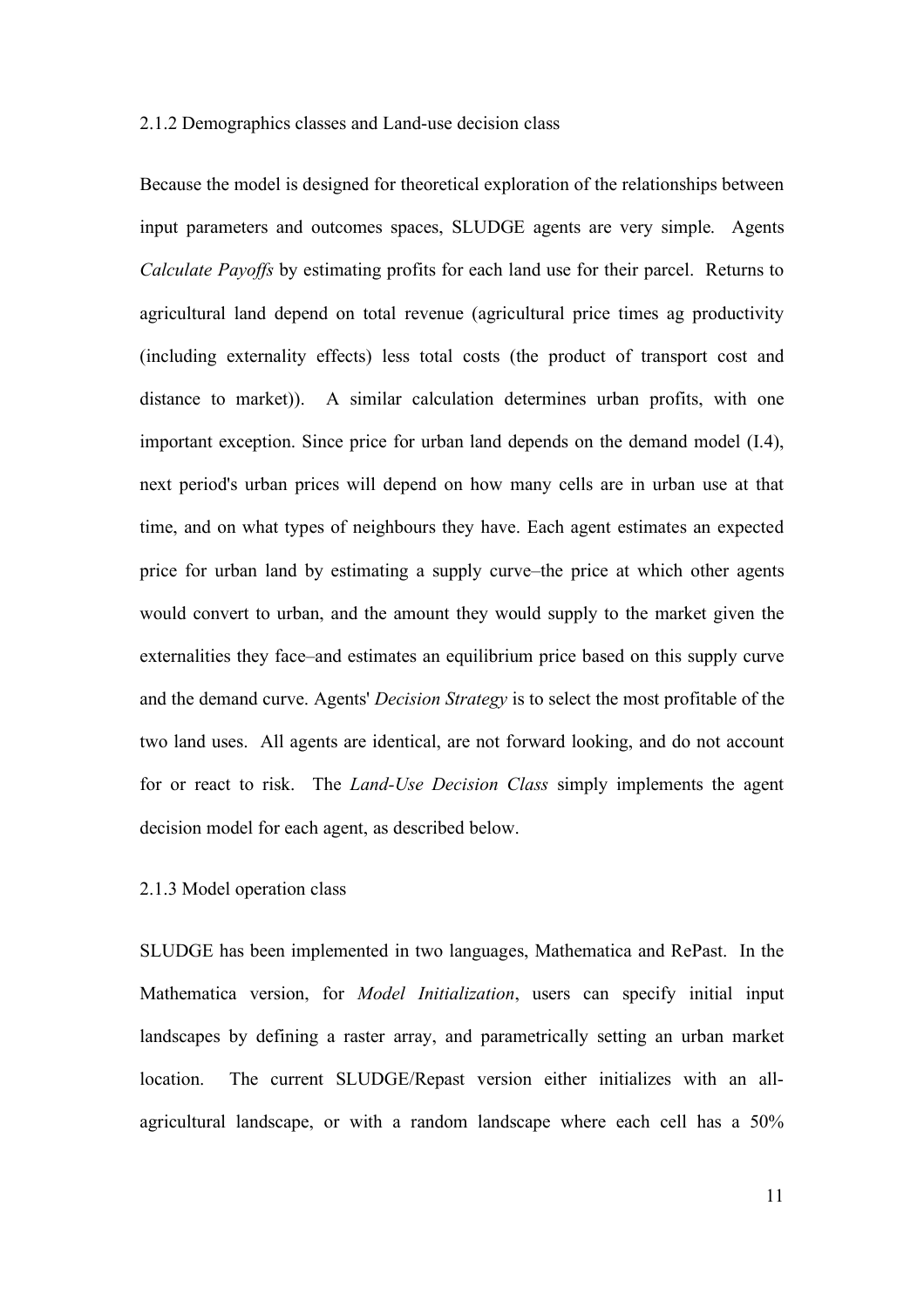### 2.1.2 Demographics classes and Land-use decision class

Because the model is designed for theoretical exploration of the relationships between input parameters and outcomes spaces, SLUDGE agents are very simple. Agents *Calculate Payoffs* by estimating profits for each land use for their parcel. Returns to agricultural land depend on total revenue (agricultural price times ag productivity (including externality effects) less total costs (the product of transport cost and distance to market)). A similar calculation determines urban profits, with one important exception. Since price for urban land depends on the demand model (I.4), next period's urban prices will depend on how many cells are in urban use at that time, and on what types of neighbours they have. Each agent estimates an expected price for urban land by estimating a supply curve–the price at which other agents would convert to urban, and the amount they would supply to the market given the externalities they face–and estimates an equilibrium price based on this supply curve and the demand curve. Agents' *Decision Strategy* is to select the most profitable of the two land uses. All agents are identical, are not forward looking, and do not account for or react to risk. The *Land-Use Decision Class* simply implements the agent decision model for each agent, as described below.

### 2.1.3 Model operation class

SLUDGE has been implemented in two languages, Mathematica and RePast. In the Mathematica version, for *Model Initialization*, users can specify initial input landscapes by defining a raster array, and parametrically setting an urban market location. The current SLUDGE/Repast version either initializes with an all-agricultural landscape, or with a random landscape where each cell has a 50%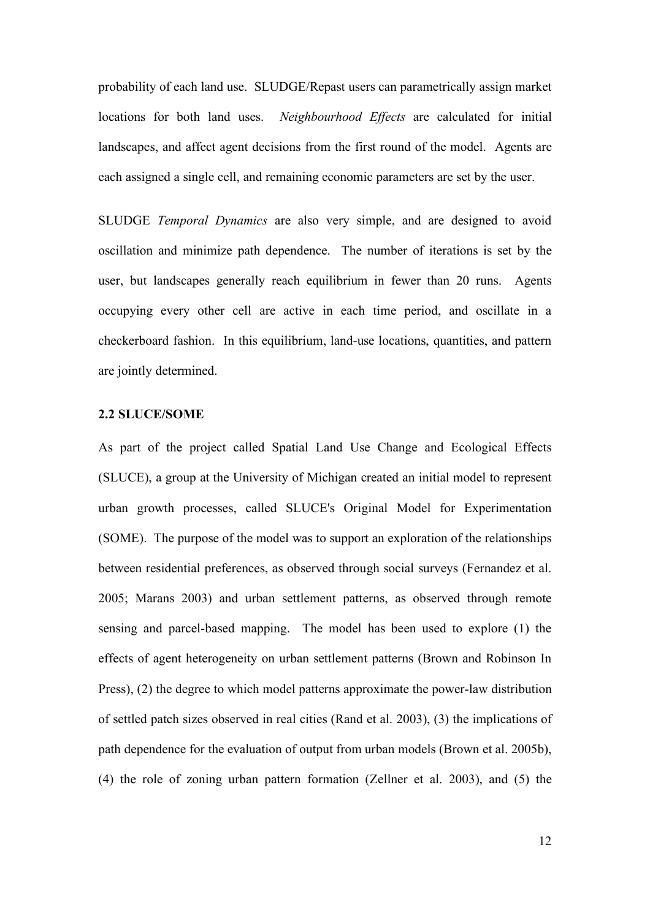probability of each land use. SLUDGE/Repast users can parametrically assign market locations for both land uses. *Neighbourhood Effects* are calculated for initial landscapes, and affect agent decisions from the first round of the model. Agents are each assigned a single cell, and remaining economic parameters are set by the user.

SLUDGE *Temporal Dynamics* are also very simple, and are designed to avoid oscillation and minimize path dependence. The number of iterations is set by the user, but landscapes generally reach equilibrium in fewer than 20 runs. Agents occupying every other cell are active in each time period, and oscillate in a checkerboard fashion. In this equilibrium, land-use locations, quantities, and pattern are jointly determined.

### 2.2 SLUCE/SOME

As part of the project called Spatial Land Use Change and Ecological Effects (SLUCE), a group at the University of Michigan created an initial model to represent urban growth processes, called SLUCE's Original Model for Experimentation (SOME). The purpose of the model was to support an exploration of the relationships between residential preferences, as observed through social surveys (Fernandez et al. 2005; Marans 2003) and urban settlement patterns, as observed through remote sensing and parcel-based mapping. The model has been used to explore (1) the effects of agent heterogeneity on urban settlement patterns (Brown and Robinson In Press), (2) the degree to which model patterns approximate the power-law distribution of settled patch sizes observed in real cities (Rand et al. 2003), (3) the implications of path dependence for the evaluation of output from urban models (Brown et al. 2005b), (4) the role of zoning urban pattern formation (Zellner et al. 2003), and (5) the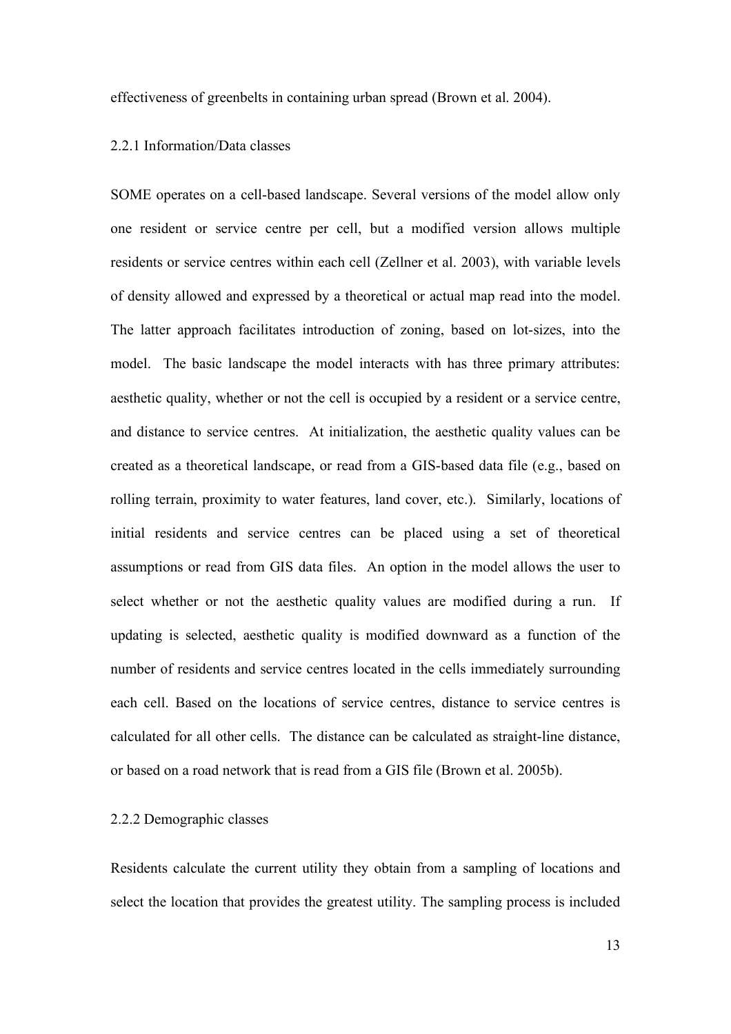effectiveness of greenbelts in containing urban spread (Brown et al. 2004).

### 2.2.1 Information/Data classes

SOME operates on a cell-based landscape. Several versions of the model allow only one resident or service centre per cell, but a modified version allows multiple residents or service centres within each cell (Zellner et al. 2003), with variable levels of density allowed and expressed by a theoretical or actual map read into the model. The latter approach facilitates introduction of zoning, based on lot-sizes, into the model. The basic landscape the model interacts with has three primary attributes: aesthetic quality, whether or not the cell is occupied by a resident or a service centre, and distance to service centres. At initialization, the aesthetic quality values can be created as a theoretical landscape, or read from a GIS-based data file (e.g., based on rolling terrain, proximity to water features, land cover, etc.). Similarly, locations of initial residents and service centres can be placed using a set of theoretical assumptions or read from GIS data files. An option in the model allows the user to select whether or not the aesthetic quality values are modified during a run. If updating is selected, aesthetic quality is modified downward as a function of the number of residents and service centres located in the cells immediately surrounding each cell. Based on the locations of service centres, distance to service centres is calculated for all other cells. The distance can be calculated as straight-line distance, or based on a road network that is read from a GIS file (Brown et al. 2005b).

### 2.2.2 Demographic classes

Residents calculate the current utility they obtain from a sampling of locations and select the location that provides the greatest utility. The sampling process is included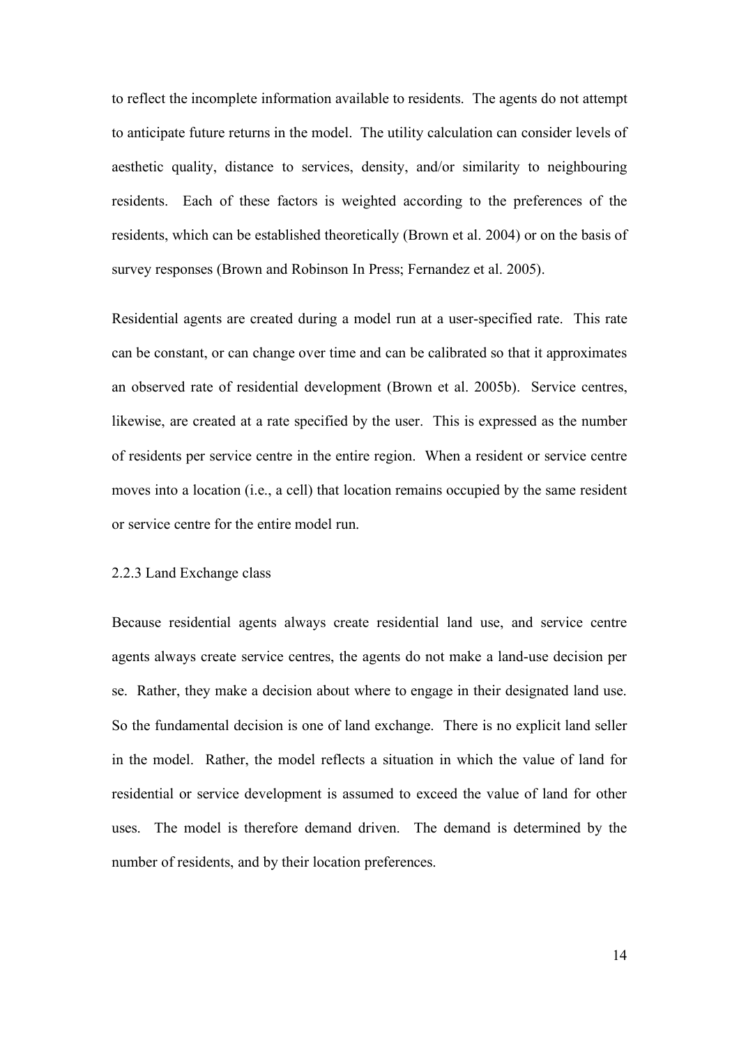to reflect the incomplete information available to residents. The agents do not attempt to anticipate future returns in the model. The utility calculation can consider levels of aesthetic quality, distance to services, density, and/or similarity to neighbouring residents. Each of these factors is weighted according to the preferences of the residents, which can be established theoretically (Brown et al. 2004) or on the basis of survey responses (Brown and Robinson In Press; Fernandez et al. 2005).

Residential agents are created during a model run at a user-specified rate. This rate can be constant, or can change over time and can be calibrated so that it approximates an observed rate of residential development (Brown et al. 2005b). Service centres, likewise, are created at a rate specified by the user. This is expressed as the number of residents per service centre in the entire region. When a resident or service centre moves into a location (i.e., a cell) that location remains occupied by the same resident or service centre for the entire model run.

### 2.2.3 Land Exchange class

Because residential agents always create residential land use, and service centre agents always create service centres, the agents do not make a land-use decision per se. Rather, they make a decision about where to engage in their designated land use. So the fundamental decision is one of land exchange. There is no explicit land seller in the model. Rather, the model reflects a situation in which the value of land for residential or service development is assumed to exceed the value of land for other uses. The model is therefore demand driven. The demand is determined by the number of residents, and by their location preferences.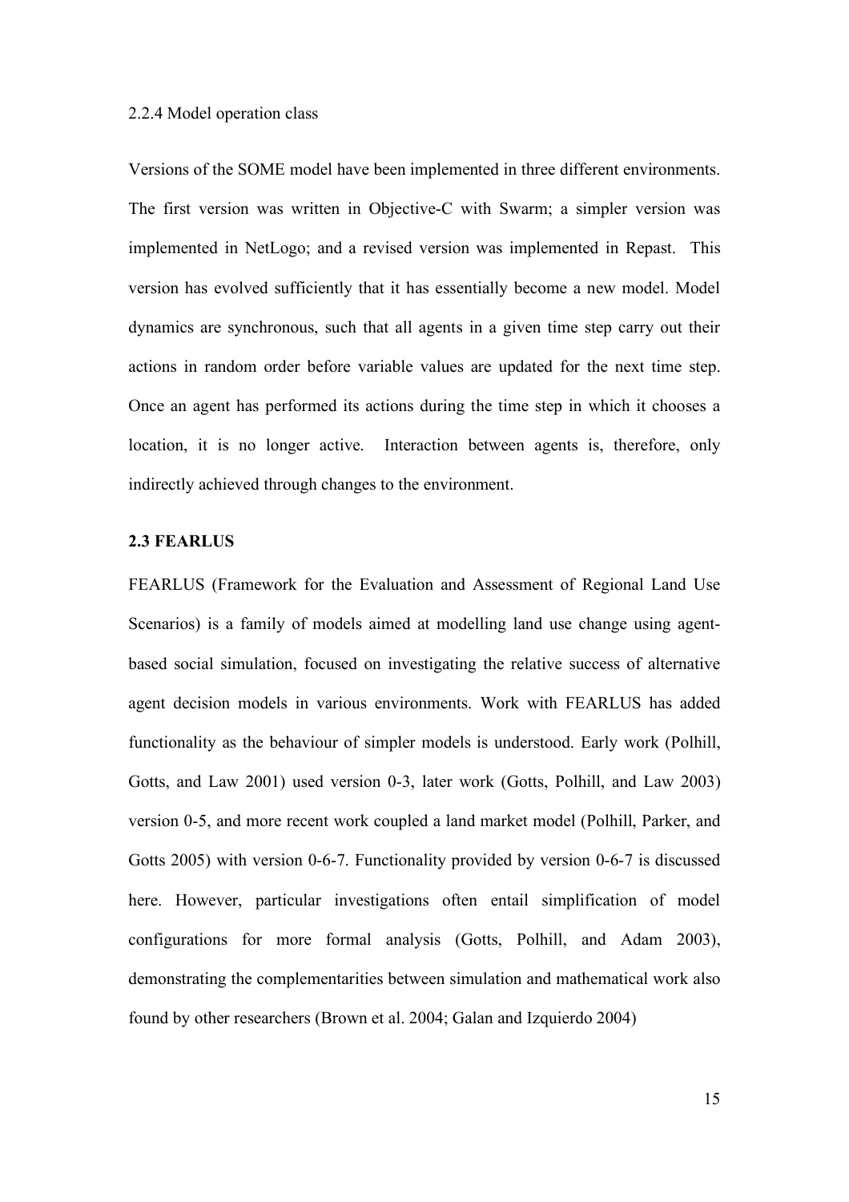#### 2.2.4 Model operation class

Versions of the SOME model have been implemented in three different environments. The first version was written in Objective-C with Swarm; a simpler version was implemented in NetLogo; and a revised version was implemented in Repast. This version has evolved sufficiently that it has essentially become a new model. Model dynamics are synchronous, such that all agents in a given time step carry out their actions in random order before variable values are updated for the next time step. Once an agent has performed its actions during the time step in which it chooses a location, it is no longer active. Interaction between agents is, therefore, only indirectly achieved through changes to the environment.

### 2.3 FEARLUS

FEARLUS (Framework for the Evaluation and Assessment of Regional Land Use Scenarios) is a family of models aimed at modelling land use change using agent-based social simulation, focused on investigating the relative success of alternative agent decision models in various environments. Work with FEARLUS has added functionality as the behaviour of simpler models is understood. Early work (Polhill, Gotts, and Law 2001) used version 0-3, later work (Gotts, Polhill, and Law 2003) version 0-5, and more recent work coupled a land market model (Polhill, Parker, and Gotts 2005) with version 0-6-7. Functionality provided by version 0-6-7 is discussed here. However, particular investigations often entail simplification of model configurations for more formal analysis (Gotts, Polhill, and Adam 2003), demonstrating the complementarities between simulation and mathematical work also found by other researchers (Brown et al. 2004; Galan and Izquierdo 2004)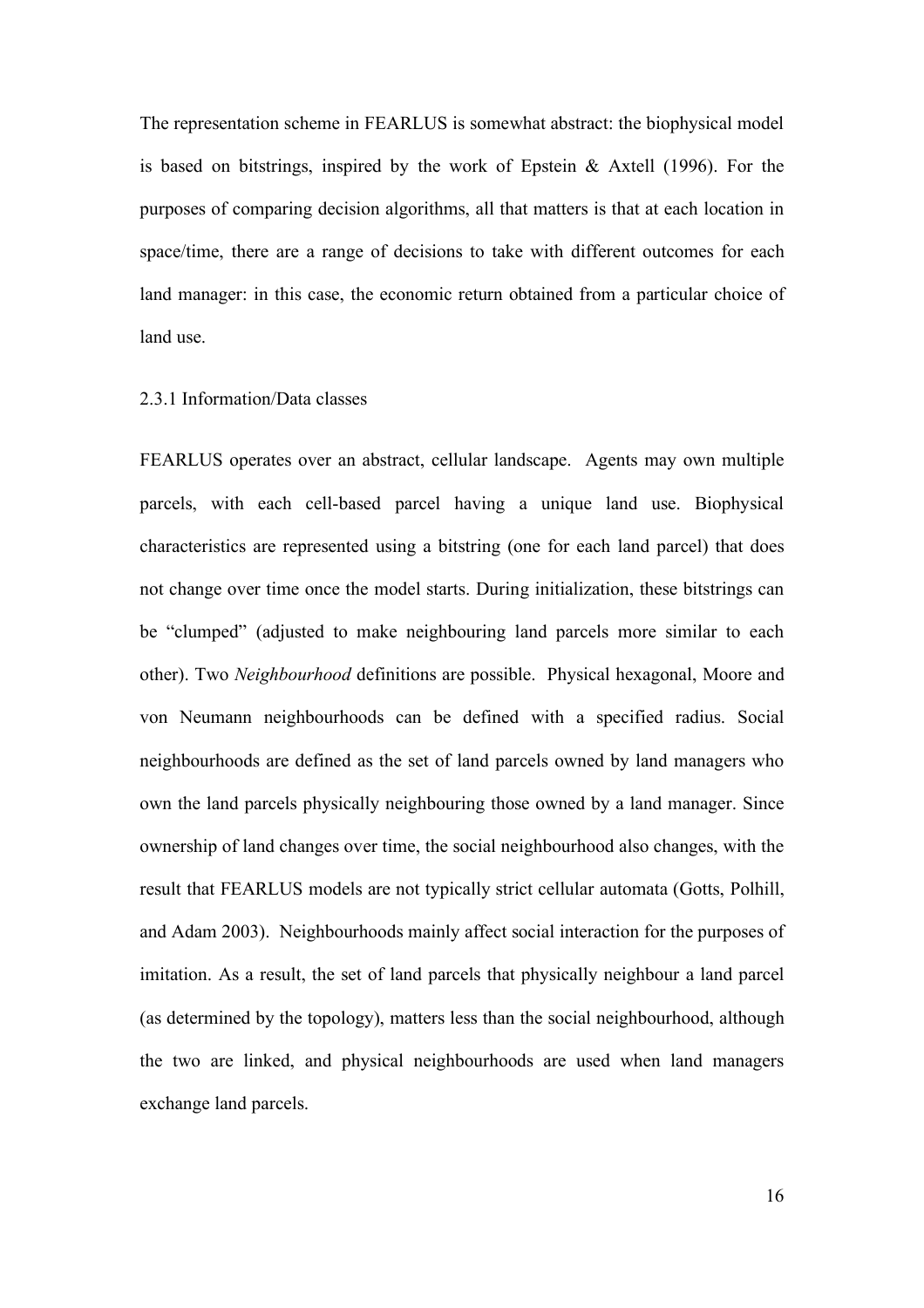The representation scheme in FEARLUS is somewhat abstract: the biophysical model is based on bitstrings, inspired by the work of Epstein & Axtell (1996). For the purposes of comparing decision algorithms, all that matters is that at each location in space/time, there are a range of decisions to take with different outcomes for each land manager: in this case, the economic return obtained from a particular choice of land use.

### 2.3.1 Information/Data classes

FEARLUS operates over an abstract, cellular landscape. Agents may own multiple parcels, with each cell-based parcel having a unique land use. Biophysical characteristics are represented using a bitstring (one for each land parcel) that does not change over time once the model starts. During initialization, these bitstrings can be "clumped" (adjusted to make neighbouring land parcels more similar to each other). Two *Neighbourhood* definitions are possible. Physical hexagonal, Moore and von Neumann neighbourhoods can be defined with a specified radius. Social neighbourhoods are defined as the set of land parcels owned by land managers who own the land parcels physically neighbouring those owned by a land manager. Since ownership of land changes over time, the social neighbourhood also changes, with the result that FEARLUS models are not typically strict cellular automata (Gotts, Polhill, and Adam 2003). Neighbourhoods mainly affect social interaction for the purposes of imitation. As a result, the set of land parcels that physically neighbour a land parcel (as determined by the topology), matters less than the social neighbourhood, although the two are linked, and physical neighbourhoods are used when land managers exchange land parcels.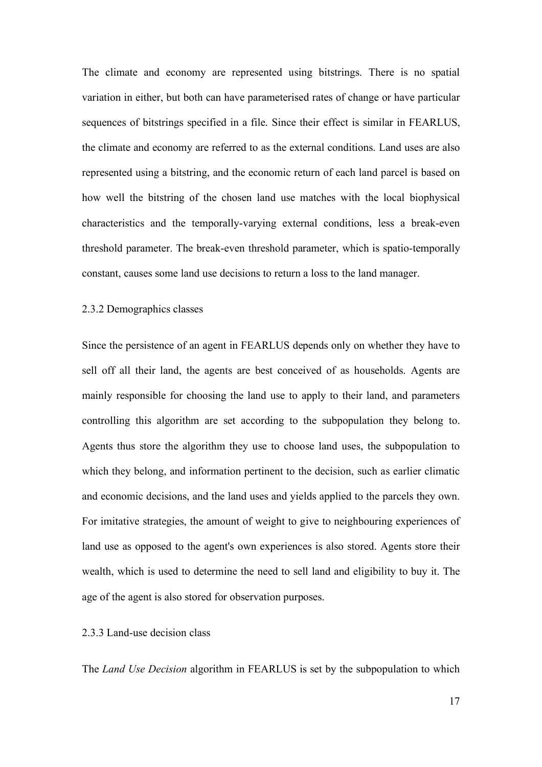The climate and economy are represented using bitstrings. There is no spatial variation in either, but both can have parameterised rates of change or have particular sequences of bitstrings specified in a file. Since their effect is similar in FEARLUS, the climate and economy are referred to as the external conditions. Land uses are also represented using a bitstring, and the economic return of each land parcel is based on how well the bitstring of the chosen land use matches with the local biophysical characteristics and the temporally-varying external conditions, less a break-even threshold parameter. The break-even threshold parameter, which is spatio-temporally constant, causes some land use decisions to return a loss to the land manager.

### 2.3.2 Demographics classes

Since the persistence of an agent in FEARLUS depends only on whether they have to sell off all their land, the agents are best conceived of as households. Agents are mainly responsible for choosing the land use to apply to their land, and parameters controlling this algorithm are set according to the subpopulation they belong to. Agents thus store the algorithm they use to choose land uses, the subpopulation to which they belong, and information pertinent to the decision, such as earlier climatic and economic decisions, and the land uses and yields applied to the parcels they own. For imitative strategies, the amount of weight to give to neighbouring experiences of land use as opposed to the agent's own experiences is also stored. Agents store their wealth, which is used to determine the need to sell land and eligibility to buy it. The age of the agent is also stored for observation purposes.

### 2.3.3 Land-use decision class

The *Land Use Decision* algorithm in FEARLUS is set by the subpopulation to which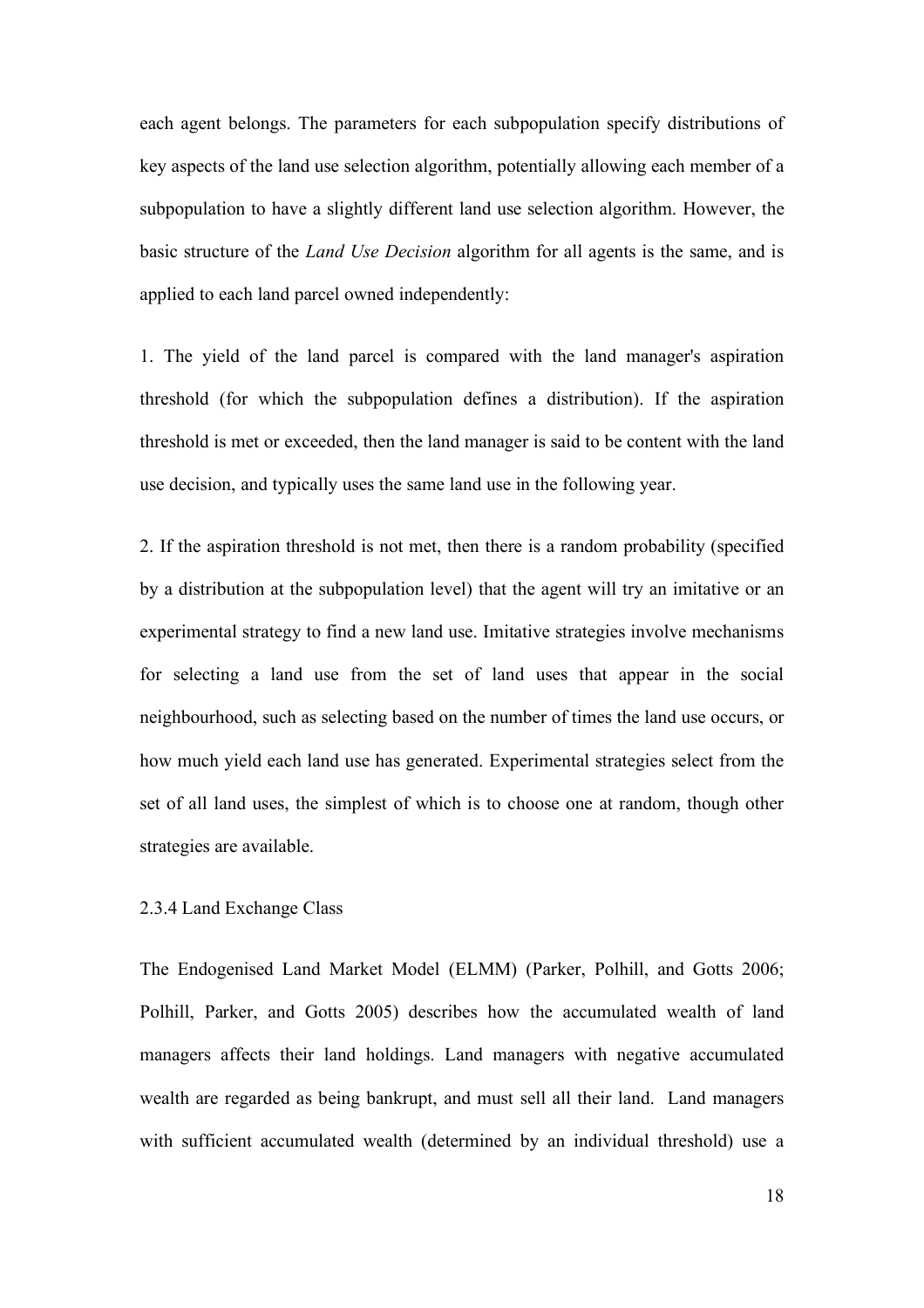each agent belongs. The parameters for each subpopulation specify distributions of key aspects of the land use selection algorithm, potentially allowing each member of a subpopulation to have a slightly different land use selection algorithm. However, the basic structure of the *Land Use Decision* algorithm for all agents is the same, and is applied to each land parcel owned independently:

1. The yield of the land parcel is compared with the land manager's aspiration threshold (for which the subpopulation defines a distribution). If the aspiration threshold is met or exceeded, then the land manager is said to be content with the land use decision, and typically uses the same land use in the following year.

2. If the aspiration threshold is not met, then there is a random probability (specified by a distribution at the subpopulation level) that the agent will try an imitative or an experimental strategy to find a new land use. Imitative strategies involve mechanisms for selecting a land use from the set of land uses that appear in the social neighbourhood, such as selecting based on the number of times the land use occurs, or how much yield each land use has generated. Experimental strategies select from the set of all land uses, the simplest of which is to choose one at random, though other strategies are available.

### 2.3.4 Land Exchange Class

The Endogenised Land Market Model (ELMM) (Parker, Polhill, and Gotts 2006; Polhill, Parker, and Gotts 2005) describes how the accumulated wealth of land managers affects their land holdings. Land managers with negative accumulated wealth are regarded as being bankrupt, and must sell all their land. Land managers with sufficient accumulated wealth (determined by an individual threshold) use a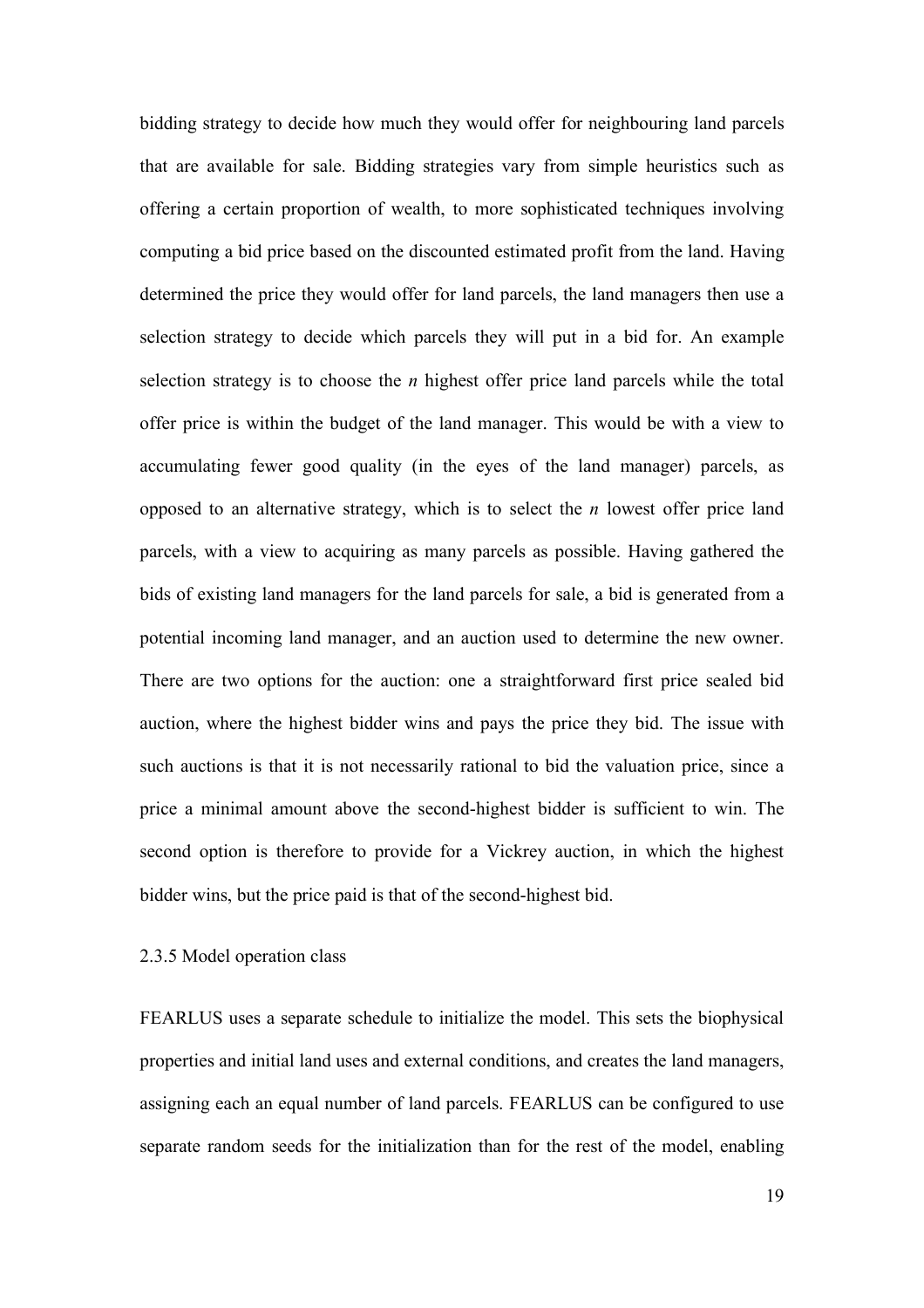bidding strategy to decide how much they would offer for neighbouring land parcels that are available for sale. Bidding strategies vary from simple heuristics such as offering a certain proportion of wealth, to more sophisticated techniques involving computing a bid price based on the discounted estimated profit from the land. Having determined the price they would offer for land parcels, the land managers then use a selection strategy to decide which parcels they will put in a bid for. An example selection strategy is to choose the *n* highest offer price land parcels while the total offer price is within the budget of the land manager. This would be with a view to accumulating fewer good quality (in the eyes of the land manager) parcels, as opposed to an alternative strategy, which is to select the *n* lowest offer price land parcels, with a view to acquiring as many parcels as possible. Having gathered the bids of existing land managers for the land parcels for sale, a bid is generated from a potential incoming land manager, and an auction used to determine the new owner. There are two options for the auction: one a straightforward first price sealed bid auction, where the highest bidder wins and pays the price they bid. The issue with such auctions is that it is not necessarily rational to bid the valuation price, since a price a minimal amount above the second-highest bidder is sufficient to win. The second option is therefore to provide for a Vickrey auction, in which the highest bidder wins, but the price paid is that of the second-highest bid.

### 2.3.5 Model operation class

FEARLUS uses a separate schedule to initialize the model. This sets the biophysical properties and initial land uses and external conditions, and creates the land managers, assigning each an equal number of land parcels. FEARLUS can be configured to use separate random seeds for the initialization than for the rest of the model, enabling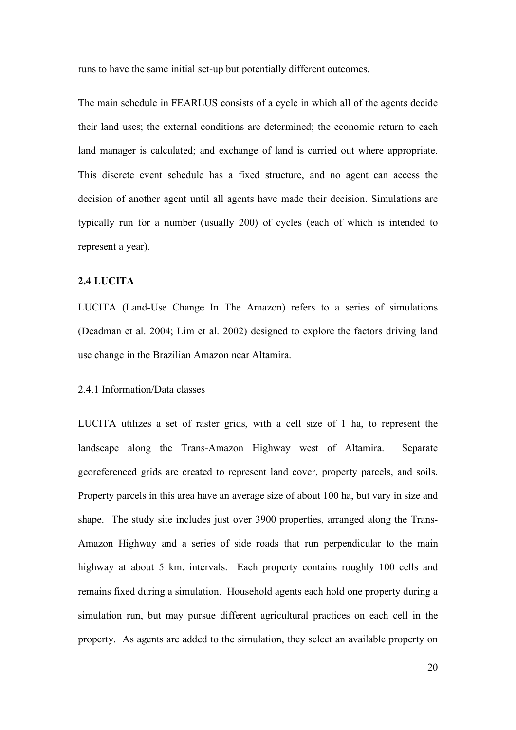runs to have the same initial set-up but potentially different outcomes.

The main schedule in FEARLUS consists of a cycle in which all of the agents decide their land uses; the external conditions are determined; the economic return to each land manager is calculated; and exchange of land is carried out where appropriate. This discrete event schedule has a fixed structure, and no agent can access the decision of another agent until all agents have made their decision. Simulations are typically run for a number (usually 200) of cycles (each of which is intended to represent a year).

### 2.4 LUCITA

LUCITA (Land-Use Change In The Amazon) refers to a series of simulations (Deadman et al. 2004; Lim et al. 2002) designed to explore the factors driving land use change in the Brazilian Amazon near Altamira.

#### 2.4.1 Information/Data classes

LUCITA utilizes a set of raster grids, with a cell size of 1 ha, to represent the landscape along the Trans-Amazon Highway west of Altamira. Separate georeferenced grids are created to represent land cover, property parcels, and soils. Property parcels in this area have an average size of about 100 ha, but vary in size and shape. The study site includes just over 3900 properties, arranged along the Trans-Amazon Highway and a series of side roads that run perpendicular to the main highway at about 5 km. intervals. Each property contains roughly 100 cells and remains fixed during a simulation. Household agents each hold one property during a simulation run, but may pursue different agricultural practices on each cell in the property. As agents are added to the simulation, they select an available property on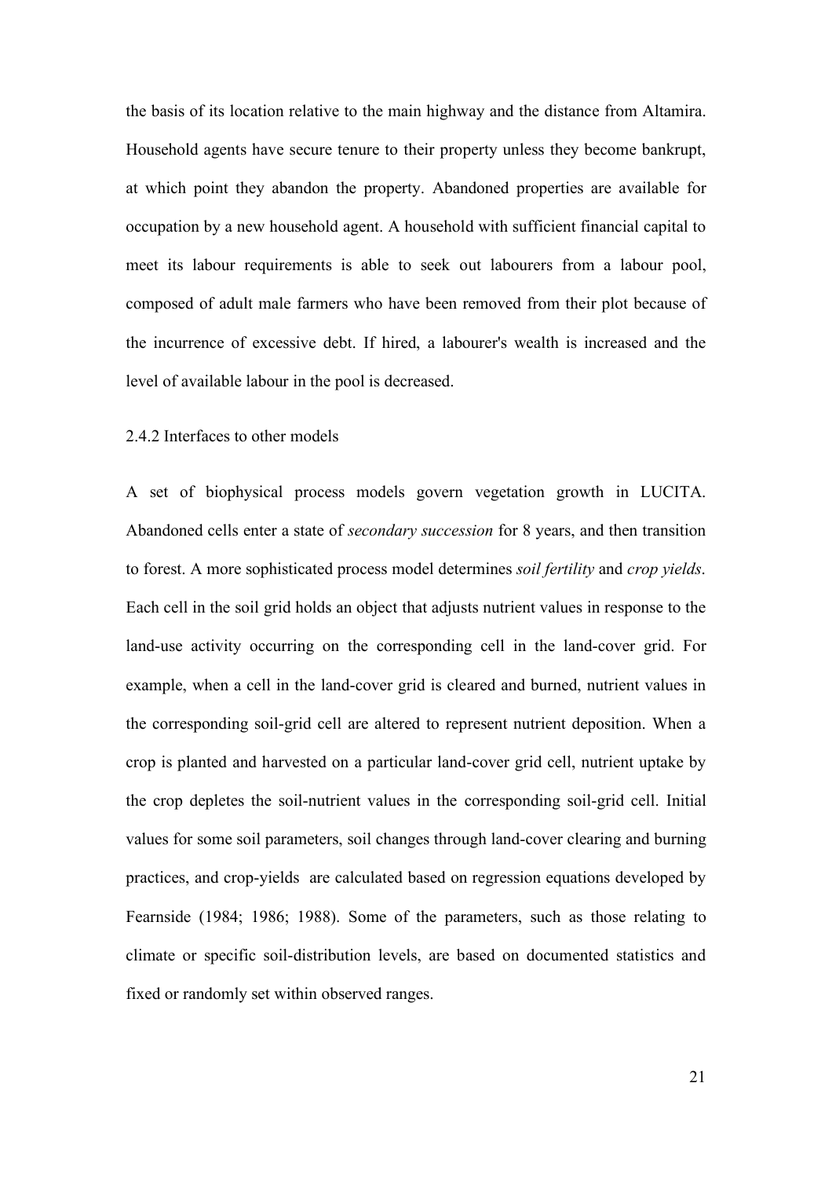the basis of its location relative to the main highway and the distance from Altamira. Household agents have secure tenure to their property unless they become bankrupt, at which point they abandon the property. Abandoned properties are available for occupation by a new household agent. A household with sufficient financial capital to meet its labour requirements is able to seek out labourers from a labour pool, composed of adult male farmers who have been removed from their plot because of the incurrence of excessive debt. If hired, a labourer's wealth is increased and the level of available labour in the pool is decreased.

### 2.4.2 Interfaces to other models

A set of biophysical process models govern vegetation growth in LUCITA. Abandoned cells enter a state of *secondary succession* for 8 years, and then transition to forest. A more sophisticated process model determines *soil fertility* and *crop yields*. Each cell in the soil grid holds an object that adjusts nutrient values in response to the land-use activity occurring on the corresponding cell in the land-cover grid. For example, when a cell in the land-cover grid is cleared and burned, nutrient values in the corresponding soil-grid cell are altered to represent nutrient deposition. When a crop is planted and harvested on a particular land-cover grid cell, nutrient uptake by the crop depletes the soil-nutrient values in the corresponding soil-grid cell. Initial values for some soil parameters, soil changes through land-cover clearing and burning practices, and crop-yields are calculated based on regression equations developed by Fearnside (1984; 1986; 1988). Some of the parameters, such as those relating to climate or specific soil-distribution levels, are based on documented statistics and fixed or randomly set within observed ranges.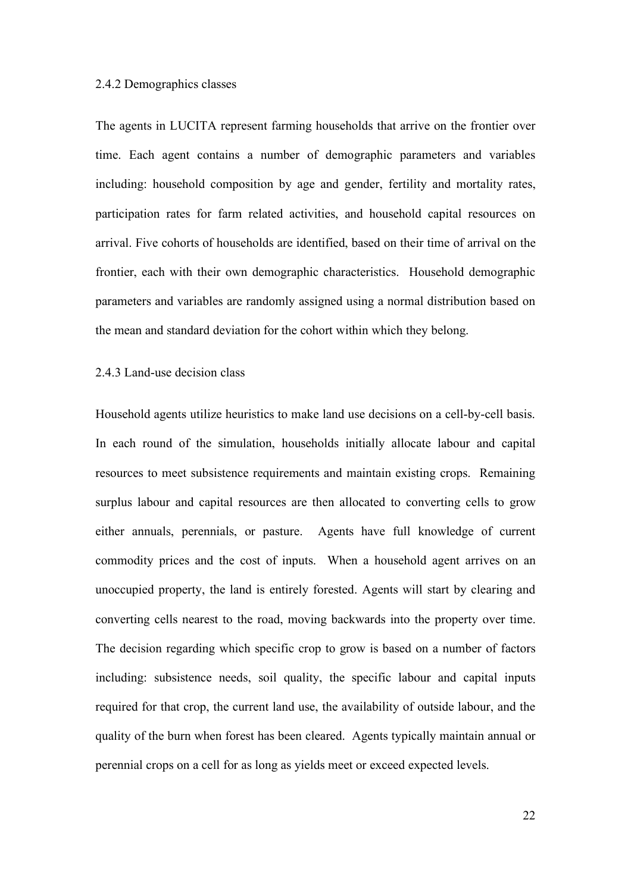### 2.4.2 Demographics classes

The agents in LUCITA represent farming households that arrive on the frontier over time. Each agent contains a number of demographic parameters and variables including: household composition by age and gender, fertility and mortality rates, participation rates for farm related activities, and household capital resources on arrival. Five cohorts of households are identified, based on their time of arrival on the frontier, each with their own demographic characteristics. Household demographic parameters and variables are randomly assigned using a normal distribution based on the mean and standard deviation for the cohort within which they belong.

### 2.4.3 Land-use decision class

Household agents utilize heuristics to make land use decisions on a cell-by-cell basis. In each round of the simulation, households initially allocate labour and capital resources to meet subsistence requirements and maintain existing crops. Remaining surplus labour and capital resources are then allocated to converting cells to grow either annuals, perennials, or pasture. Agents have full knowledge of current commodity prices and the cost of inputs. When a household agent arrives on an unoccupied property, the land is entirely forested. Agents will start by clearing and converting cells nearest to the road, moving backwards into the property over time. The decision regarding which specific crop to grow is based on a number of factors including: subsistence needs, soil quality, the specific labour and capital inputs required for that crop, the current land use, the availability of outside labour, and the quality of the burn when forest has been cleared. Agents typically maintain annual or perennial crops on a cell for as long as yields meet or exceed expected levels.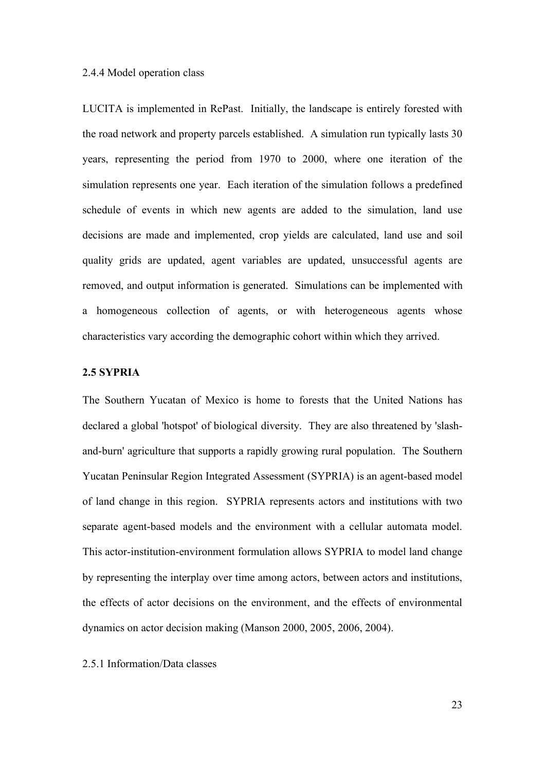#### 2.4.4 Model operation class

LUCITA is implemented in RePast. Initially, the landscape is entirely forested with the road network and property parcels established. A simulation run typically lasts 30 years, representing the period from 1970 to 2000, where one iteration of the simulation represents one year. Each iteration of the simulation follows a predefined schedule of events in which new agents are added to the simulation, land use decisions are made and implemented, crop yields are calculated, land use and soil quality grids are updated, agent variables are updated, unsuccessful agents are removed, and output information is generated. Simulations can be implemented with a homogeneous collection of agents, or with heterogeneous agents whose characteristics vary according the demographic cohort within which they arrived.

### 2.5 SYPRIA

The Southern Yucatan of Mexico is home to forests that the United Nations has declared a global 'hotspot' of biological diversity. They are also threatened by 'slash-and-burn' agriculture that supports a rapidly growing rural population. The Southern Yucatan Peninsular Region Integrated Assessment (SYPRIA) is an agent-based model of land change in this region. SYPRIA represents actors and institutions with two separate agent-based models and the environment with a cellular automata model. This actor-institution-environment formulation allows SYPRIA to model land change by representing the interplay over time among actors, between actors and institutions, the effects of actor decisions on the environment, and the effects of environmental dynamics on actor decision making (Manson 2000, 2005, 2006, 2004).

#### 2.5.1 Information/Data classes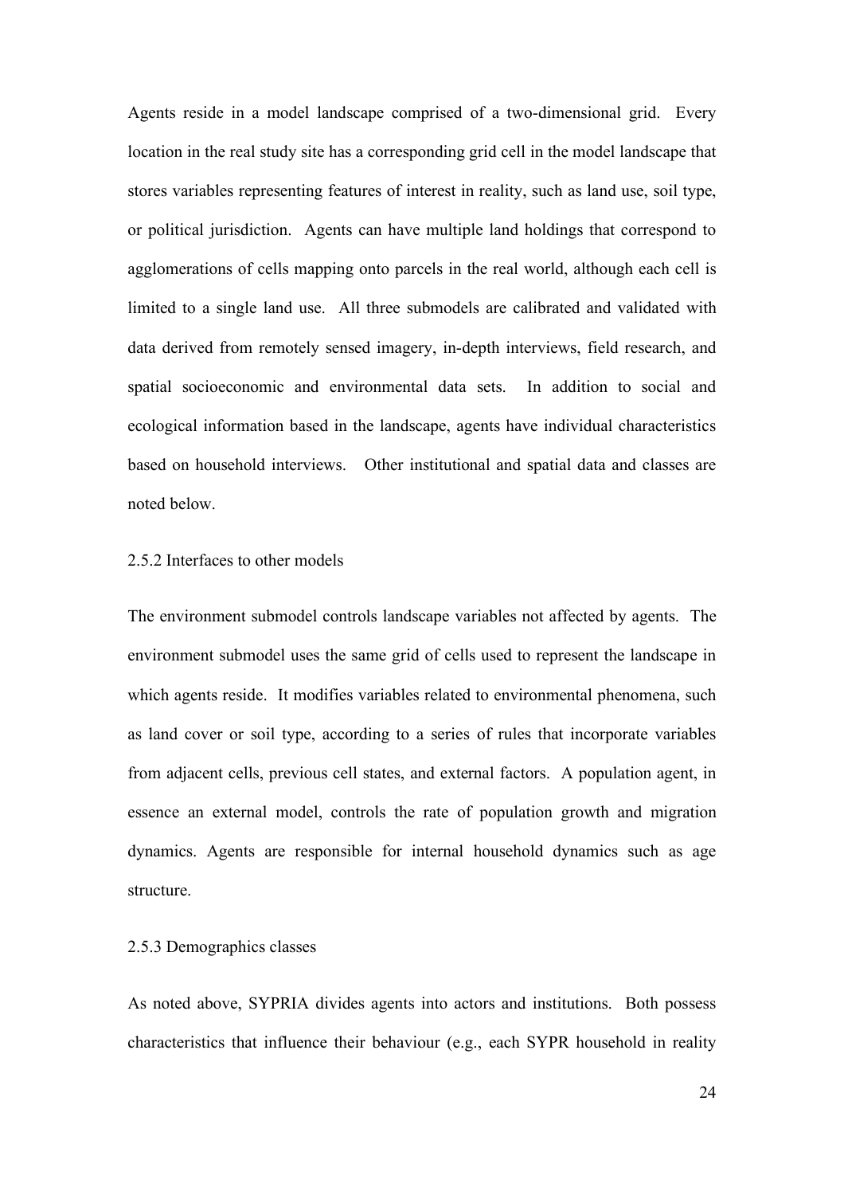Agents reside in a model landscape comprised of a two-dimensional grid. Every location in the real study site has a corresponding grid cell in the model landscape that stores variables representing features of interest in reality, such as land use, soil type, or political jurisdiction. Agents can have multiple land holdings that correspond to agglomerations of cells mapping onto parcels in the real world, although each cell is limited to a single land use. All three submodels are calibrated and validated with data derived from remotely sensed imagery, in-depth interviews, field research, and spatial socioeconomic and environmental data sets. In addition to social and ecological information based in the landscape, agents have individual characteristics based on household interviews. Other institutional and spatial data and classes are noted below.

### 2.5.2 Interfaces to other models

The environment submodel controls landscape variables not affected by agents. The environment submodel uses the same grid of cells used to represent the landscape in which agents reside. It modifies variables related to environmental phenomena, such as land cover or soil type, according to a series of rules that incorporate variables from adjacent cells, previous cell states, and external factors. A population agent, in essence an external model, controls the rate of population growth and migration dynamics. Agents are responsible for internal household dynamics such as age structure.

### 2.5.3 Demographics classes

As noted above, SYPRIA divides agents into actors and institutions. Both possess characteristics that influence their behaviour (e.g., each SYPR household in reality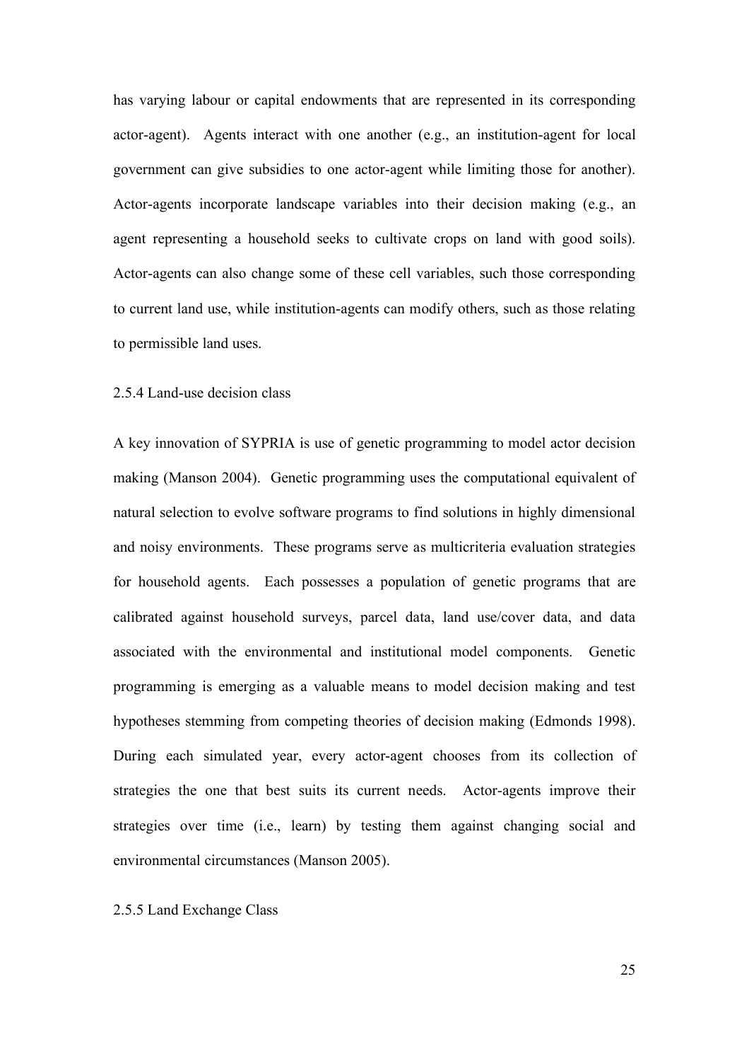has varying labour or capital endowments that are represented in its corresponding actor-agent). Agents interact with one another (e.g., an institution-agent for local government can give subsidies to one actor-agent while limiting those for another). Actor-agents incorporate landscape variables into their decision making (e.g., an agent representing a household seeks to cultivate crops on land with good soils). Actor-agents can also change some of these cell variables, such those corresponding to current land use, while institution-agents can modify others, such as those relating to permissible land uses.

### 2.5.4 Land-use decision class

A key innovation of SYPRIA is use of genetic programming to model actor decision making (Manson 2004). Genetic programming uses the computational equivalent of natural selection to evolve software programs to find solutions in highly dimensional and noisy environments. These programs serve as multicriteria evaluation strategies for household agents. Each possesses a population of genetic programs that are calibrated against household surveys, parcel data, land use/cover data, and data associated with the environmental and institutional model components. Genetic programming is emerging as a valuable means to model decision making and test hypotheses stemming from competing theories of decision making (Edmonds 1998). During each simulated year, every actor-agent chooses from its collection of strategies the one that best suits its current needs. Actor-agents improve their strategies over time (i.e., learn) by testing them against changing social and environmental circumstances (Manson 2005).

### 2.5.5 Land Exchange Class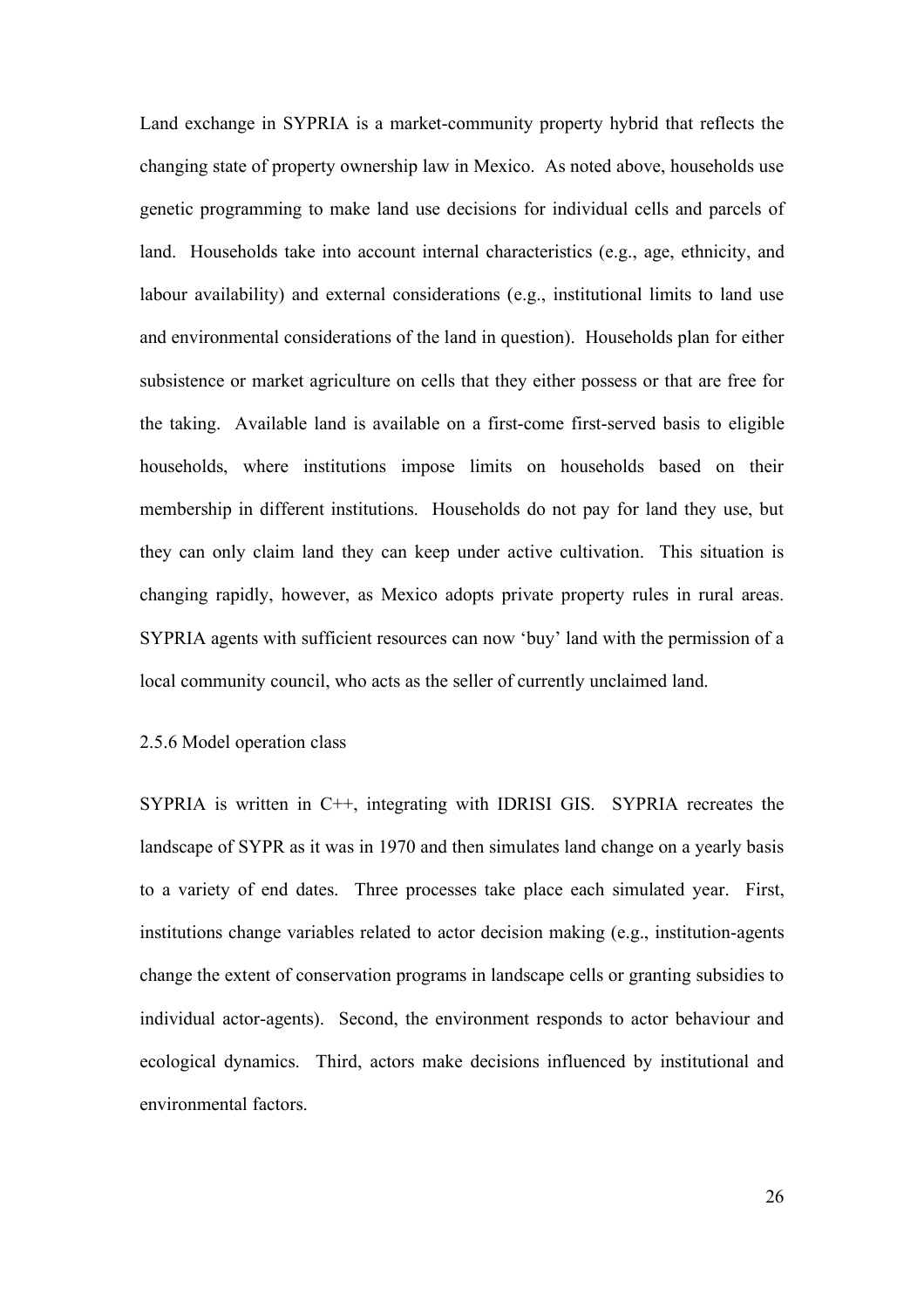Land exchange in SYPRIA is a market-community property hybrid that reflects the changing state of property ownership law in Mexico. As noted above, households use genetic programming to make land use decisions for individual cells and parcels of land. Households take into account internal characteristics (e.g., age, ethnicity, and labour availability) and external considerations (e.g., institutional limits to land use and environmental considerations of the land in question). Households plan for either subsistence or market agriculture on cells that they either possess or that are free for the taking. Available land is available on a first-come first-served basis to eligible households, where institutions impose limits on households based on their membership in different institutions. Households do not pay for land they use, but they can only claim land they can keep under active cultivation. This situation is changing rapidly, however, as Mexico adopts private property rules in rural areas. SYPRIA agents with sufficient resources can now 'buy' land with the permission of a local community council, who acts as the seller of currently unclaimed land.

### 2.5.6 Model operation class

SYPRIA is written in C++, integrating with IDRISI GIS. SYPRIA recreates the landscape of SYPR as it was in 1970 and then simulates land change on a yearly basis to a variety of end dates. Three processes take place each simulated year. First, institutions change variables related to actor decision making (e.g., institution-agents change the extent of conservation programs in landscape cells or granting subsidies to individual actor-agents). Second, the environment responds to actor behaviour and ecological dynamics. Third, actors make decisions influenced by institutional and environmental factors.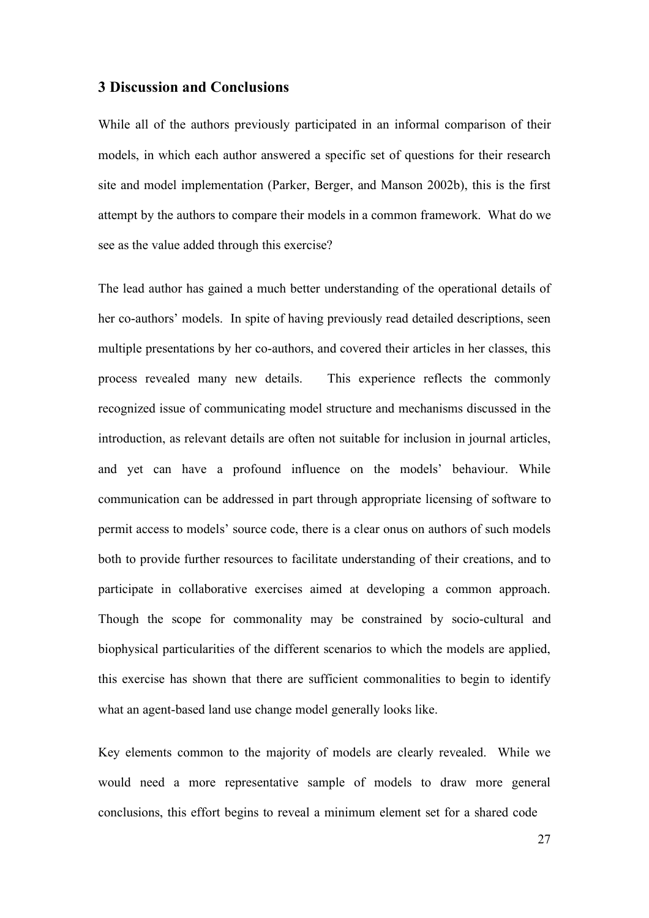## 3 Discussion and Conclusions

While all of the authors previously participated in an informal comparison of their models, in which each author answered a specific set of questions for their research site and model implementation (Parker, Berger, and Manson 2002b), this is the first attempt by the authors to compare their models in a common framework. What do we see as the value added through this exercise?

The lead author has gained a much better understanding of the operational details of her co-authors' models. In spite of having previously read detailed descriptions, seen multiple presentations by her co-authors, and covered their articles in her classes, this process revealed many new details. This experience reflects the commonly recognized issue of communicating model structure and mechanisms discussed in the introduction, as relevant details are often not suitable for inclusion in journal articles, and yet can have a profound influence on the models' behaviour. While communication can be addressed in part through appropriate licensing of software to permit access to models' source code, there is a clear onus on authors of such models both to provide further resources to facilitate understanding of their creations, and to participate in collaborative exercises aimed at developing a common approach. Though the scope for commonality may be constrained by socio-cultural and biophysical particularities of the different scenarios to which the models are applied, this exercise has shown that there are sufficient commonalities to begin to identify what an agent-based land use change model generally looks like.

Key elements common to the majority of models are clearly revealed. While we would need a more representative sample of models to draw more general conclusions, this effort begins to reveal a minimum element set for a shared code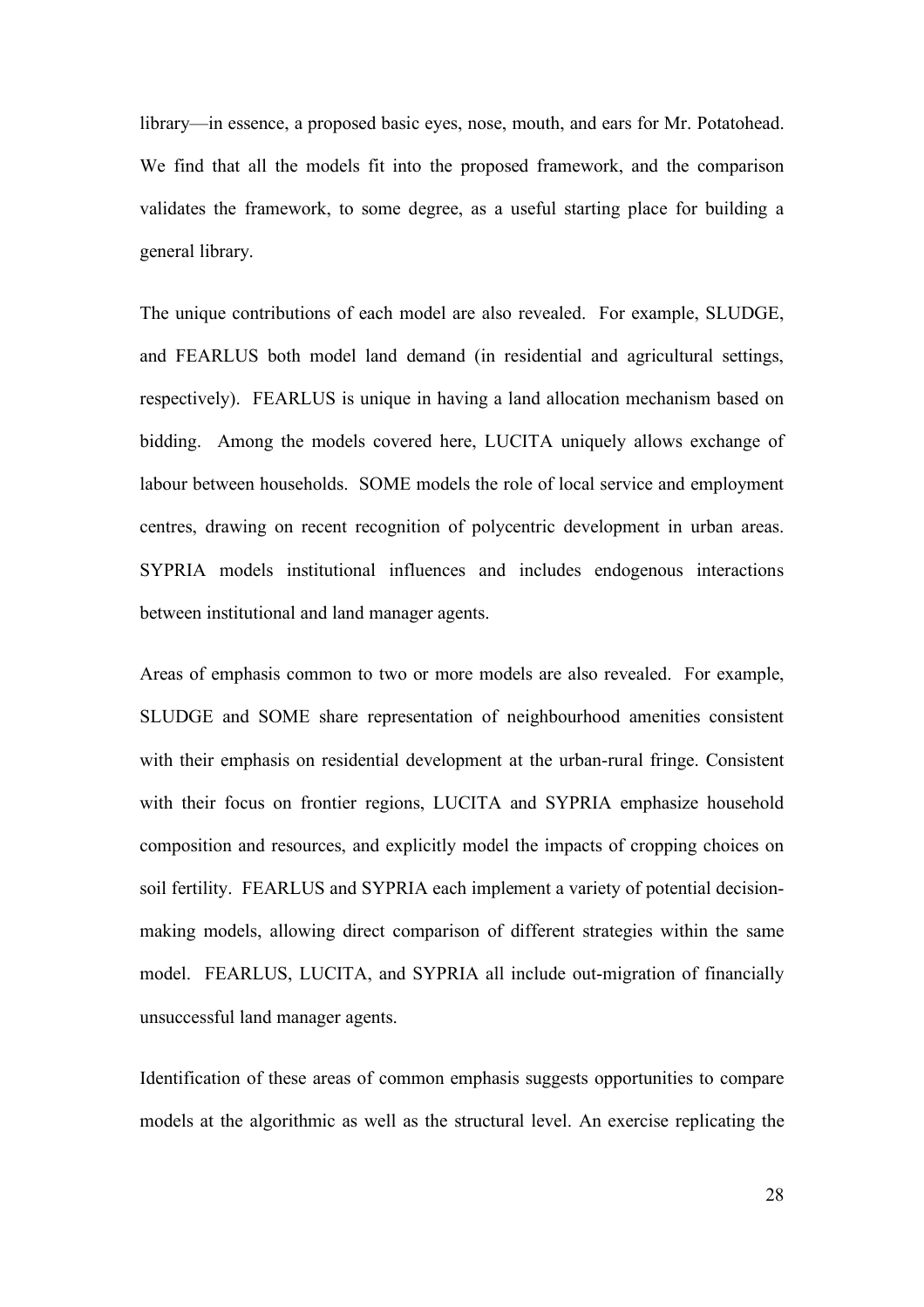library—in essence, a proposed basic eyes, nose, mouth, and ears for Mr. Potatohead. We find that all the models fit into the proposed framework, and the comparison validates the framework, to some degree, as a useful starting place for building a general library.

The unique contributions of each model are also revealed. For example, SLUDGE, and FEARLUS both model land demand (in residential and agricultural settings, respectively). FEARLUS is unique in having a land allocation mechanism based on bidding. Among the models covered here, LUCITA uniquely allows exchange of labour between households. SOME models the role of local service and employment centres, drawing on recent recognition of polycentric development in urban areas. SYPRIA models institutional influences and includes endogenous interactions between institutional and land manager agents.

Areas of emphasis common to two or more models are also revealed. For example, SLUDGE and SOME share representation of neighbourhood amenities consistent with their emphasis on residential development at the urban-rural fringe. Consistent with their focus on frontier regions, LUCITA and SYPRIA emphasize household composition and resources, and explicitly model the impacts of cropping choices on soil fertility. FEARLUS and SYPRIA each implement a variety of potential decision-making models, allowing direct comparison of different strategies within the same model. FEARLUS, LUCITA, and SYPRIA all include out-migration of financially unsuccessful land manager agents.

Identification of these areas of common emphasis suggests opportunities to compare models at the algorithmic as well as the structural level. An exercise replicating the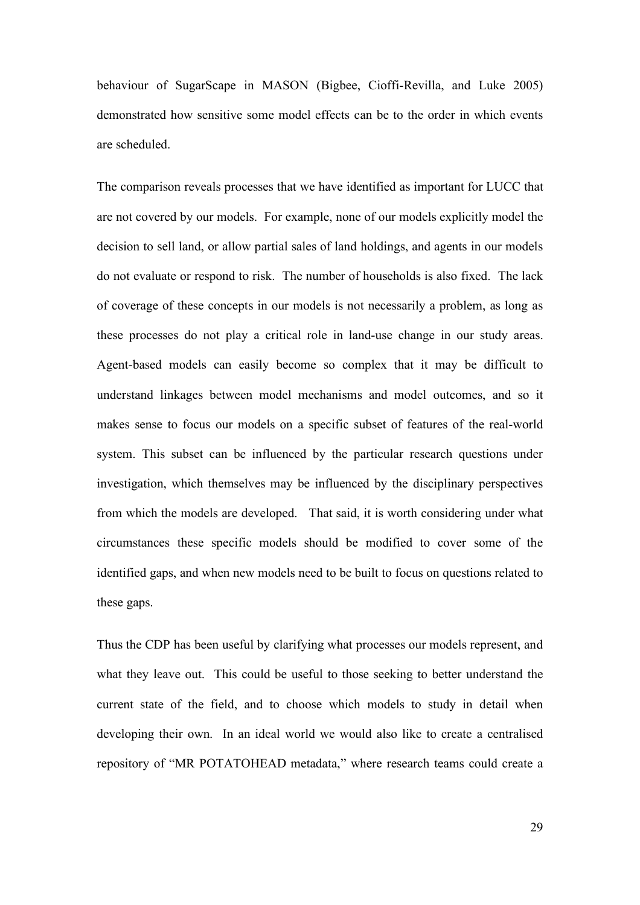behaviour of SugarScape in MASON (Bigbee, Cioffi-Revilla, and Luke 2005) demonstrated how sensitive some model effects can be to the order in which events are scheduled.

The comparison reveals processes that we have identified as important for LUCC that are not covered by our models. For example, none of our models explicitly model the decision to sell land, or allow partial sales of land holdings, and agents in our models do not evaluate or respond to risk. The number of households is also fixed. The lack of coverage of these concepts in our models is not necessarily a problem, as long as these processes do not play a critical role in land-use change in our study areas. Agent-based models can easily become so complex that it may be difficult to understand linkages between model mechanisms and model outcomes, and so it makes sense to focus our models on a specific subset of features of the real-world system. This subset can be influenced by the particular research questions under investigation, which themselves may be influenced by the disciplinary perspectives from which the models are developed. That said, it is worth considering under what circumstances these specific models should be modified to cover some of the identified gaps, and when new models need to be built to focus on questions related to these gaps.

Thus the CDP has been useful by clarifying what processes our models represent, and what they leave out. This could be useful to those seeking to better understand the current state of the field, and to choose which models to study in detail when developing their own. In an ideal world we would also like to create a centralised repository of "MR POTATOHEAD metadata," where research teams could create a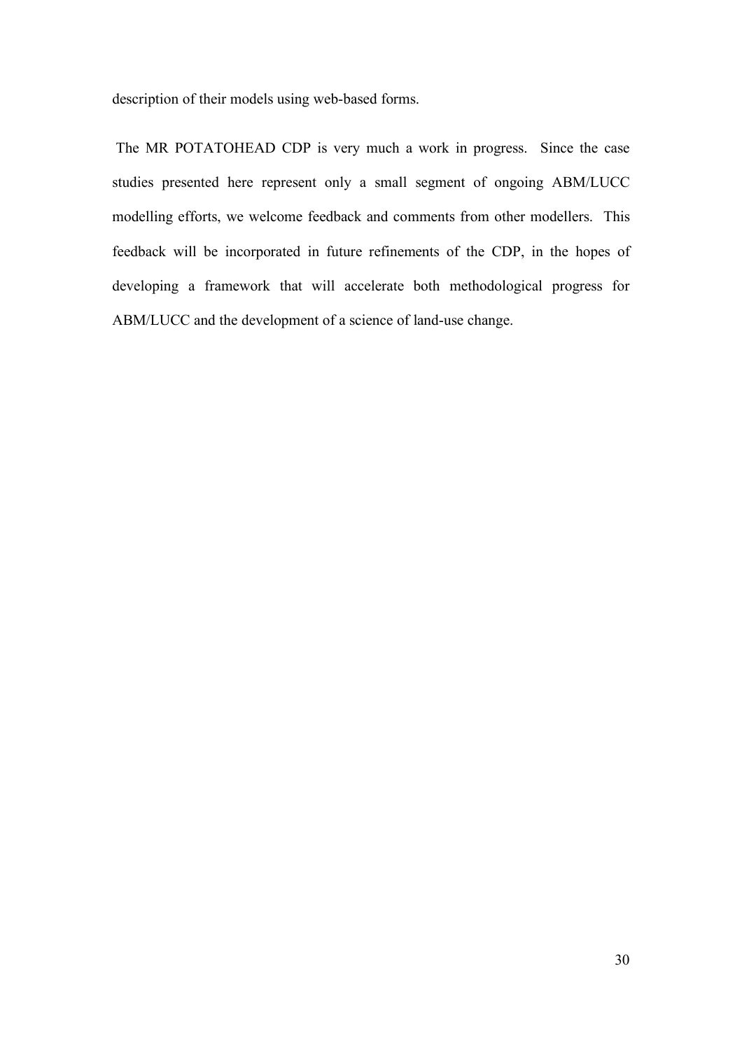description of their models using web-based forms.

The MR POTATOHEAD CDP is very much a work in progress. Since the case studies presented here represent only a small segment of ongoing ABM/LUCC modelling efforts, we welcome feedback and comments from other modellers. This feedback will be incorporated in future refinements of the CDP, in the hopes of developing a framework that will accelerate both methodological progress for ABM/LUCC and the development of a science of land-use change.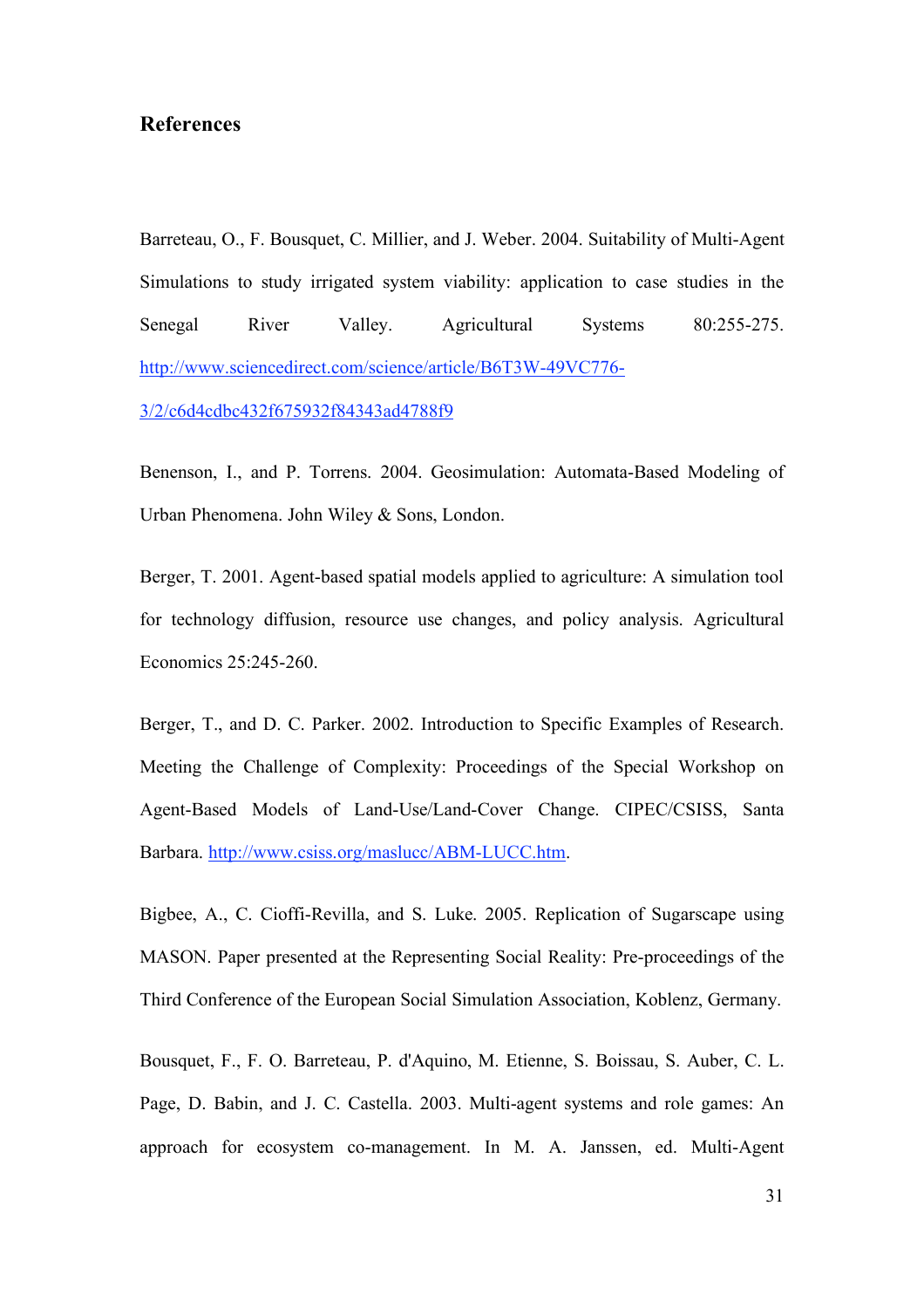## References

Barreteau, O., F. Bousquet, C. Millier, and J. Weber. 2004. Suitability of Multi-Agent Simulations to study irrigated system viability: application to case studies in the Senegal River Valley. Agricultural Systems 80:255-275. http://www.sciencedirect.com/science/article/B6T3W-49VC776-3/2/c6d4cdbc432f675932f84343ad4788f9

Benenson, I., and P. Torrens. 2004. Geosimulation: Automata-Based Modeling of Urban Phenomena. John Wiley & Sons, London.

Berger, T. 2001. Agent-based spatial models applied to agriculture: A simulation tool for technology diffusion, resource use changes, and policy analysis. Agricultural Economics 25:245-260.

Berger, T., and D. C. Parker. 2002. Introduction to Specific Examples of Research. Meeting the Challenge of Complexity: Proceedings of the Special Workshop on Agent-Based Models of Land-Use/Land-Cover Change. CIPEC/CSISS, Santa Barbara. http://www.csiss.org/maslucc/ABM-LUCC.htm.

Bigbee, A., C. Cioffi-Revilla, and S. Luke. 2005. Replication of Sugarscape using MASON. Paper presented at the Representing Social Reality: Pre-proceedings of the Third Conference of the European Social Simulation Association, Koblenz, Germany.

Bousquet, F., F. O. Barreteau, P. d'Aquino, M. Etienne, S. Boissau, S. Auber, C. L. Page, D. Babin, and J. C. Castella. 2003. Multi-agent systems and role games: An approach for ecosystem co-management. In M. A. Janssen, ed. Multi-Agent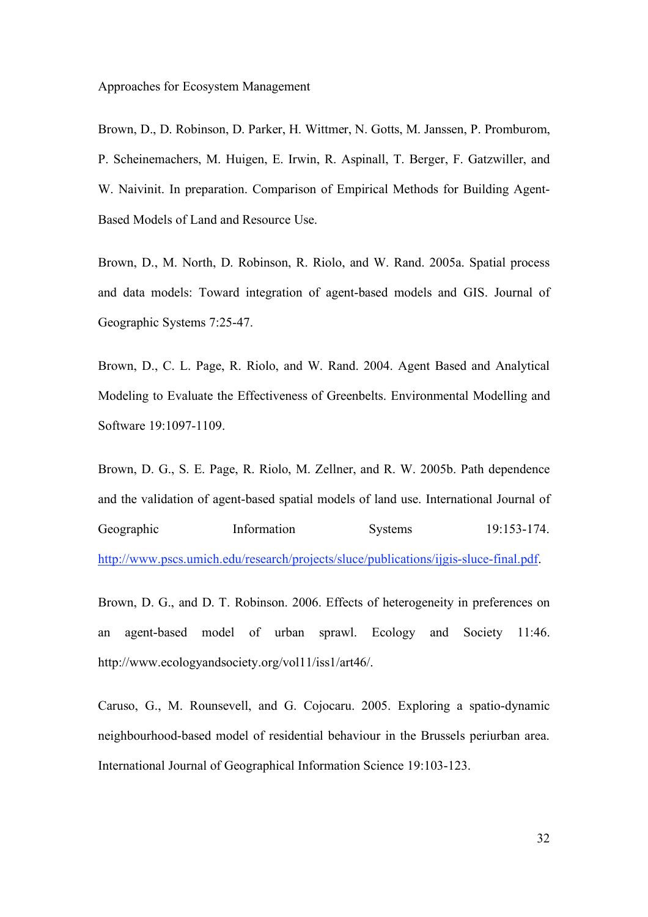Approaches for Ecosystem Management

Brown, D., D. Robinson, D. Parker, H. Wittmer, N. Gotts, M. Janssen, P. Promburom, P. Scheinemachers, M. Huigen, E. Irwin, R. Aspinall, T. Berger, F. Gatzwiller, and W. Naivinit. In preparation. Comparison of Empirical Methods for Building Agent-Based Models of Land and Resource Use.

Brown, D., M. North, D. Robinson, R. Riolo, and W. Rand. 2005a. Spatial process and data models: Toward integration of agent-based models and GIS. Journal of Geographic Systems 7:25-47.

Brown, D., C. L. Page, R. Riolo, and W. Rand. 2004. Agent Based and Analytical Modeling to Evaluate the Effectiveness of Greenbelts. Environmental Modelling and Software 19:1097-1109.

Brown, D. G., S. E. Page, R. Riolo, M. Zellner, and R. W. 2005b. Path dependence and the validation of agent-based spatial models of land use. International Journal of Geographic Information Systems 19:153-174. http://www.pscs.umich.edu/research/projects/sluce/publications/ijgis-sluce-final.pdf.

Brown, D. G., and D. T. Robinson. 2006. Effects of heterogeneity in preferences on an agent-based model of urban sprawl. Ecology and Society 11:46. http://www.ecologyandsociety.org/vol11/iss1/art46/.

Caruso, G., M. Rounsevell, and G. Cojocaru. 2005. Exploring a spatio-dynamic neighbourhood-based model of residential behaviour in the Brussels periurban area. International Journal of Geographical Information Science 19:103-123.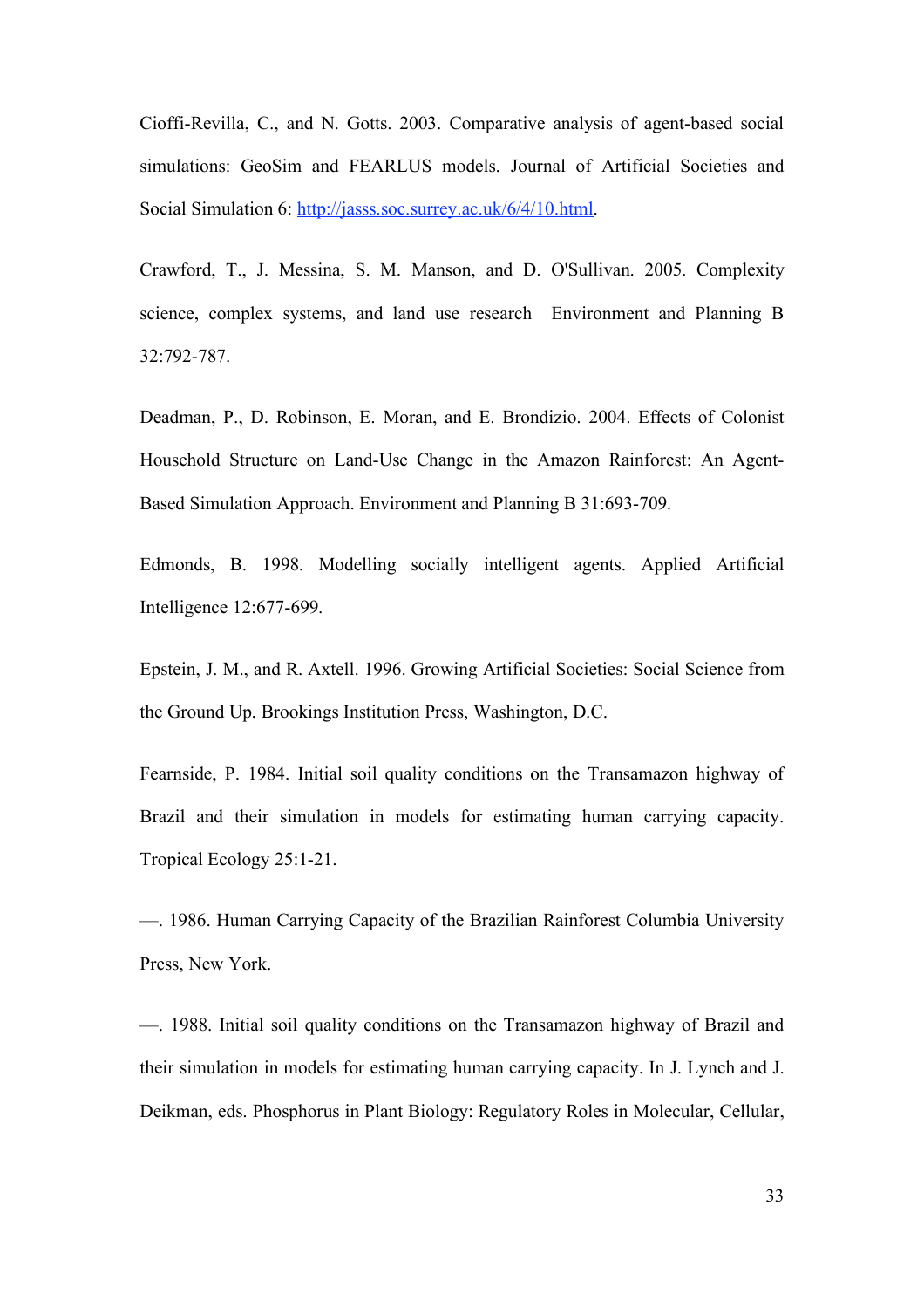Cioffi-Revilla, C., and N. Gotts. 2003. Comparative analysis of agent-based social simulations: GeoSim and FEARLUS models. Journal of Artificial Societies and Social Simulation 6: http://jasss.soc.surrey.ac.uk/6/4/10.html.

Crawford, T., J. Messina, S. M. Manson, and D. O'Sullivan. 2005. Complexity science, complex systems, and land use research Environment and Planning B 32:792-787.

Deadman, P., D. Robinson, E. Moran, and E. Brondizio. 2004. Effects of Colonist Household Structure on Land-Use Change in the Amazon Rainforest: An Agent-Based Simulation Approach. Environment and Planning B 31:693-709.

Edmonds, B. 1998. Modelling socially intelligent agents. Applied Artificial Intelligence 12:677-699.

Epstein, J. M., and R. Axtell. 1996. Growing Artificial Societies: Social Science from the Ground Up. Brookings Institution Press, Washington, D.C.

Fearnside, P. 1984. Initial soil quality conditions on the Transamazon highway of Brazil and their simulation in models for estimating human carrying capacity. Tropical Ecology 25:1-21.

—. 1986. Human Carrying Capacity of the Brazilian Rainforest Columbia University Press, New York.

—. 1988. Initial soil quality conditions on the Transamazon highway of Brazil and their simulation in models for estimating human carrying capacity. In J. Lynch and J. Deikman, eds. Phosphorus in Plant Biology: Regulatory Roles in Molecular, Cellular,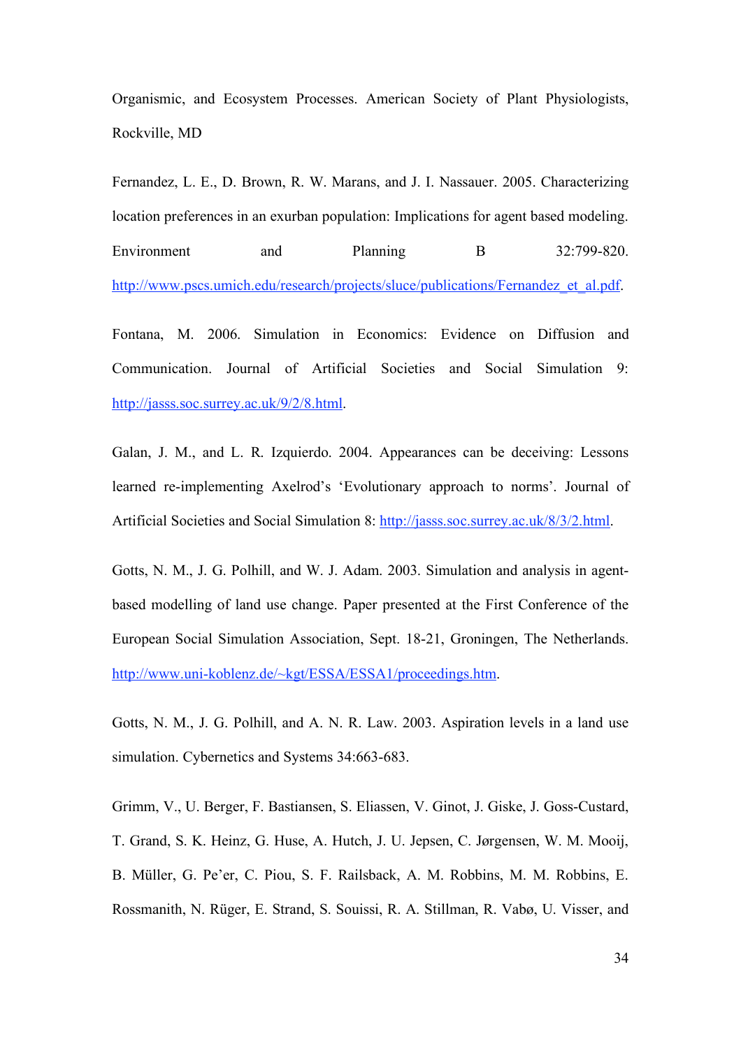Organismic, and Ecosystem Processes. American Society of Plant Physiologists, Rockville, MD

Fernandez, L. E., D. Brown, R. W. Marans, and J. I. Nassauer. 2005. Characterizing location preferences in an exurban population: Implications for agent based modeling. Environment and Planning B 32:799-820. http://www.pscs.umich.edu/research/projects/sluce/publications/Fernandez_et_al.pdf.

Fontana, M. 2006. Simulation in Economics: Evidence on Diffusion and Communication. Journal of Artificial Societies and Social Simulation 9: http://jasss.soc.surrey.ac.uk/9/2/8.html.

Galan, J. M., and L. R. Izquierdo. 2004. Appearances can be deceiving: Lessons learned re-implementing Axelrod's 'Evolutionary approach to norms'. Journal of Artificial Societies and Social Simulation 8: http://jasss.soc.surrey.ac.uk/8/3/2.html.

Gotts, N. M., J. G. Polhill, and W. J. Adam. 2003. Simulation and analysis in agent-based modelling of land use change. Paper presented at the First Conference of the European Social Simulation Association, Sept. 18-21, Groningen, The Netherlands. http://www.uni-koblenz.de/~kgt/ESSA/ESSA1/proceedings.htm.

Gotts, N. M., J. G. Polhill, and A. N. R. Law. 2003. Aspiration levels in a land use simulation. Cybernetics and Systems 34:663-683.

Grimm, V., U. Berger, F. Bastiansen, S. Eliassen, V. Ginot, J. Giske, J. Goss-Custard, T. Grand, S. K. Heinz, G. Huse, A. Hutch, J. U. Jepsen, C. Jørgensen, W. M. Mooij, B. Müller, G. Pe'er, C. Piou, S. F. Railsback, A. M. Robbins, M. M. Robbins, E. Rossmanith, N. Rüger, E. Strand, S. Souissi, R. A. Stillman, R. Vabø, U. Visser, and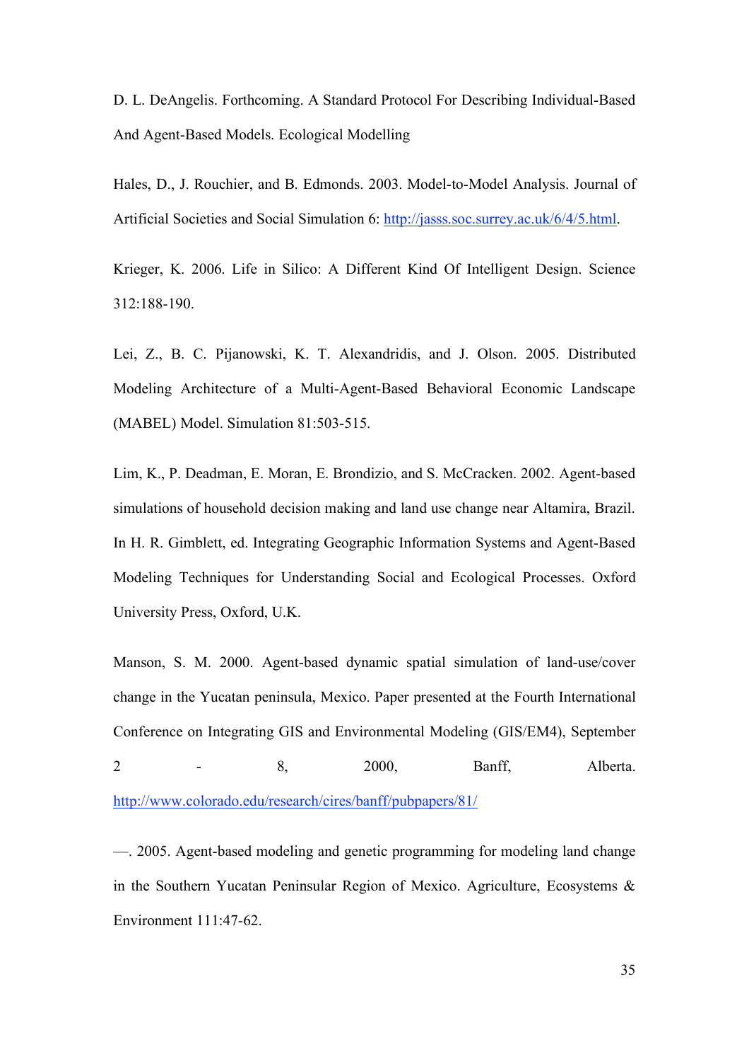D. L. DeAngelis. Forthcoming. A Standard Protocol For Describing Individual-Based And Agent-Based Models. Ecological Modelling

Hales, D., J. Rouchier, and B. Edmonds. 2003. Model-to-Model Analysis. Journal of Artificial Societies and Social Simulation 6: http://jasss.soc.surrey.ac.uk/6/4/5.html.

Krieger, K. 2006. Life in Silico: A Different Kind Of Intelligent Design. Science 312:188-190.

Lei, Z., B. C. Pijanowski, K. T. Alexandridis, and J. Olson. 2005. Distributed Modeling Architecture of a Multi-Agent-Based Behavioral Economic Landscape (MABEL) Model. Simulation 81:503-515.

Lim, K., P. Deadman, E. Moran, E. Brondizio, and S. McCracken. 2002. Agent-based simulations of household decision making and land use change near Altamira, Brazil. In H. R. Gimblett, ed. Integrating Geographic Information Systems and Agent-Based Modeling Techniques for Understanding Social and Ecological Processes. Oxford University Press, Oxford, U.K.

Manson, S. M. 2000. Agent-based dynamic spatial simulation of land-use/cover change in the Yucatan peninsula, Mexico. Paper presented at the Fourth International Conference on Integrating GIS and Environmental Modeling (GIS/EM4), September 2 - 8, 2000, Banff, Alberta. http://www.colorado.edu/research/cires/banff/pubpapers/81/

—. 2005. Agent-based modeling and genetic programming for modeling land change in the Southern Yucatan Peninsular Region of Mexico. Agriculture, Ecosystems & Environment 111:47-62.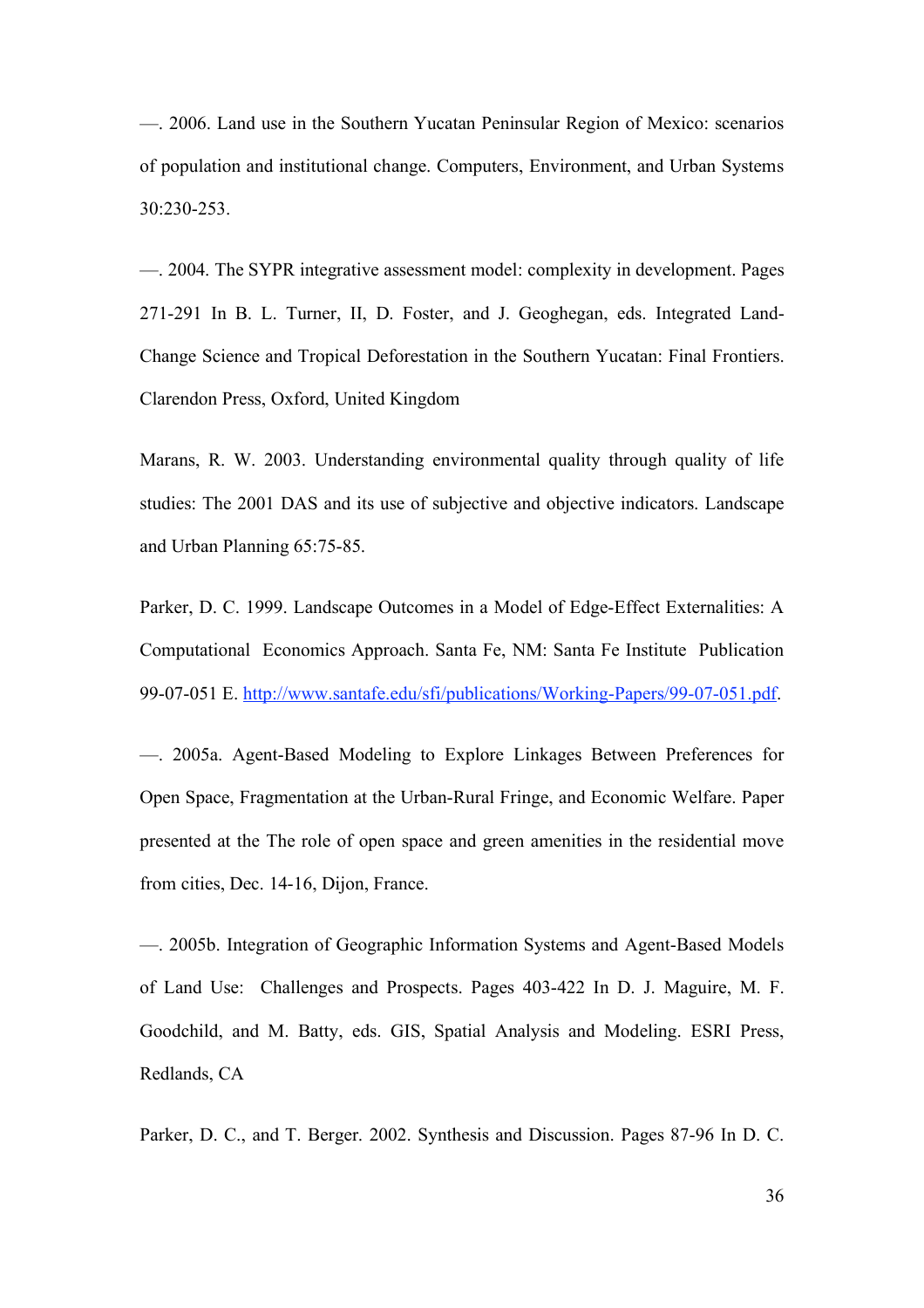—. 2006. Land use in the Southern Yucatan Peninsular Region of Mexico: scenarios of population and institutional change. Computers, Environment, and Urban Systems 30:230-253.

—. 2004. The SYPR integrative assessment model: complexity in development. Pages 271-291 In B. L. Turner, II, D. Foster, and J. Geoghegan, eds. Integrated Land-Change Science and Tropical Deforestation in the Southern Yucatan: Final Frontiers. Clarendon Press, Oxford, United Kingdom

Marans, R. W. 2003. Understanding environmental quality through quality of life studies: The 2001 DAS and its use of subjective and objective indicators. Landscape and Urban Planning 65:75-85.

Parker, D. C. 1999. Landscape Outcomes in a Model of Edge-Effect Externalities: A Computational Economics Approach. Santa Fe, NM: Santa Fe Institute Publication 99-07-051 E. http://www.santafe.edu/sfi/publications/Working-Papers/99-07-051.pdf.

—. 2005a. Agent-Based Modeling to Explore Linkages Between Preferences for Open Space, Fragmentation at the Urban-Rural Fringe, and Economic Welfare. Paper presented at the The role of open space and green amenities in the residential move from cities, Dec. 14-16, Dijon, France.

—. 2005b. Integration of Geographic Information Systems and Agent-Based Models of Land Use: Challenges and Prospects. Pages 403-422 In D. J. Maguire, M. F. Goodchild, and M. Batty, eds. GIS, Spatial Analysis and Modeling. ESRI Press, Redlands, CA

Parker, D. C., and T. Berger. 2002. Synthesis and Discussion. Pages 87-96 In D. C.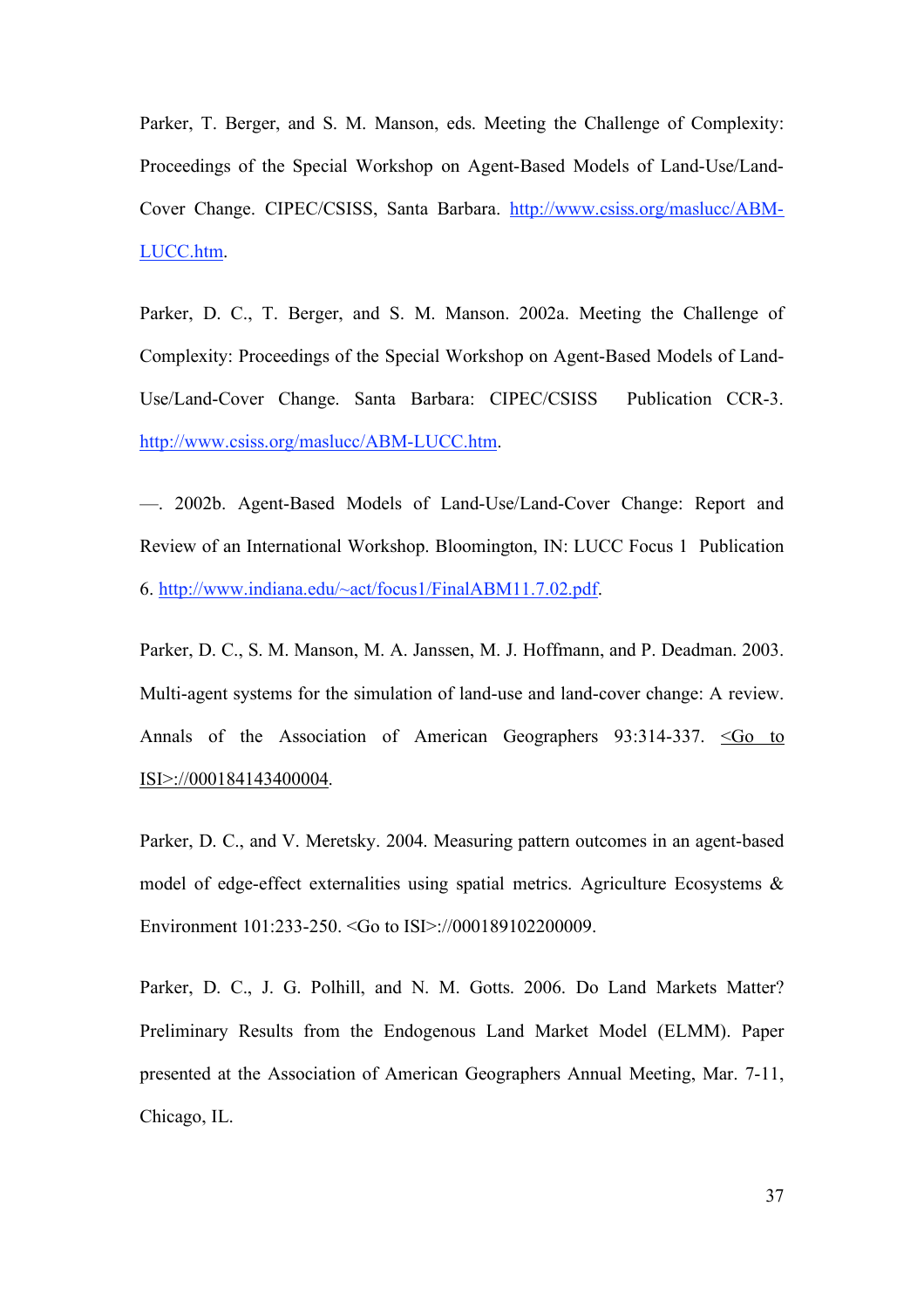Parker, T. Berger, and S. M. Manson, eds. Meeting the Challenge of Complexity: Proceedings of the Special Workshop on Agent-Based Models of Land-Use/Land-Cover Change. CIPEC/CSISS, Santa Barbara. http://www.csiss.org/maslucc/ABM-LUCC.htm.

Parker, D. C., T. Berger, and S. M. Manson. 2002a. Meeting the Challenge of Complexity: Proceedings of the Special Workshop on Agent-Based Models of Land-Use/Land-Cover Change. Santa Barbara: CIPEC/CSISS Publication CCR-3. http://www.csiss.org/maslucc/ABM-LUCC.htm.

—. 2002b. Agent-Based Models of Land-Use/Land-Cover Change: Report and Review of an International Workshop. Bloomington, IN: LUCC Focus 1 Publication 6. http://www.indiana.edu/~act/focus1/FinalABM11.7.02.pdf.

Parker, D. C., S. M. Manson, M. A. Janssen, M. J. Hoffmann, and P. Deadman. 2003. Multi-agent systems for the simulation of land-use and land-cover change: A review. Annals of the Association of American Geographers 93:314-337. <Go to ISI>://000184143400004.

Parker, D. C., and V. Meretsky. 2004. Measuring pattern outcomes in an agent-based model of edge-effect externalities using spatial metrics. Agriculture Ecosystems & Environment 101:233-250. <Go to ISI>://000189102200009.

Parker, D. C., J. G. Polhill, and N. M. Gotts. 2006. Do Land Markets Matter? Preliminary Results from the Endogenous Land Market Model (ELMM). Paper presented at the Association of American Geographers Annual Meeting, Mar. 7-11, Chicago, IL.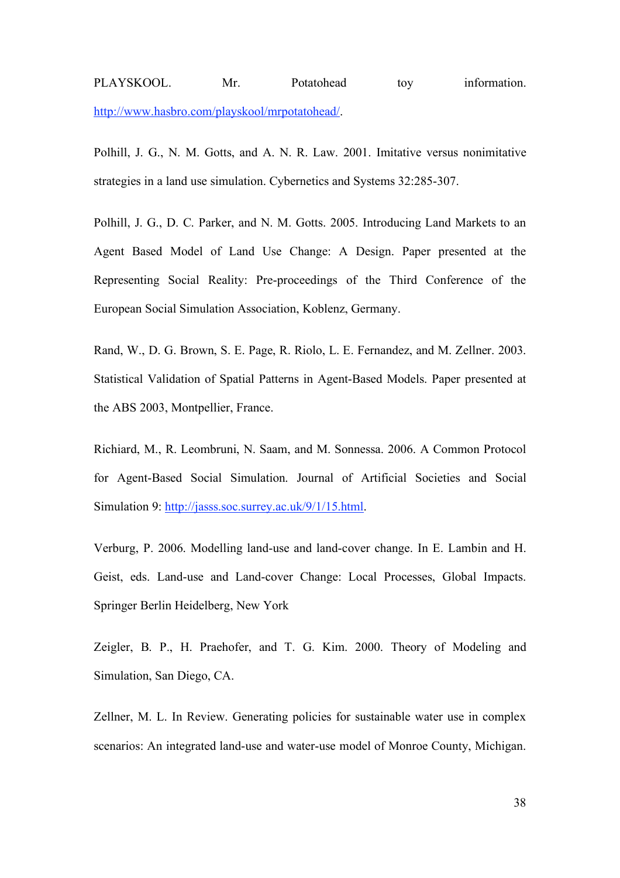PLAYSKOOL. Mr. Potatohead toy information. http://www.hasbro.com/playskool/mrpotatohead/.

Polhill, J. G., N. M. Gotts, and A. N. R. Law. 2001. Imitative versus nonimitative strategies in a land use simulation. Cybernetics and Systems 32:285-307.

Polhill, J. G., D. C. Parker, and N. M. Gotts. 2005. Introducing Land Markets to an Agent Based Model of Land Use Change: A Design. Paper presented at the Representing Social Reality: Pre-proceedings of the Third Conference of the European Social Simulation Association, Koblenz, Germany.

Rand, W., D. G. Brown, S. E. Page, R. Riolo, L. E. Fernandez, and M. Zellner. 2003. Statistical Validation of Spatial Patterns in Agent-Based Models. Paper presented at the ABS 2003, Montpellier, France.

Richiard, M., R. Leombruni, N. Saam, and M. Sonnessa. 2006. A Common Protocol for Agent-Based Social Simulation. Journal of Artificial Societies and Social Simulation 9: http://jasss.soc.surrey.ac.uk/9/1/15.html.

Verburg, P. 2006. Modelling land-use and land-cover change. In E. Lambin and H. Geist, eds. Land-use and Land-cover Change: Local Processes, Global Impacts. Springer Berlin Heidelberg, New York

Zeigler, B. P., H. Praehofer, and T. G. Kim. 2000. Theory of Modeling and Simulation, San Diego, CA.

Zellner, M. L. In Review. Generating policies for sustainable water use in complex scenarios: An integrated land-use and water-use model of Monroe County, Michigan.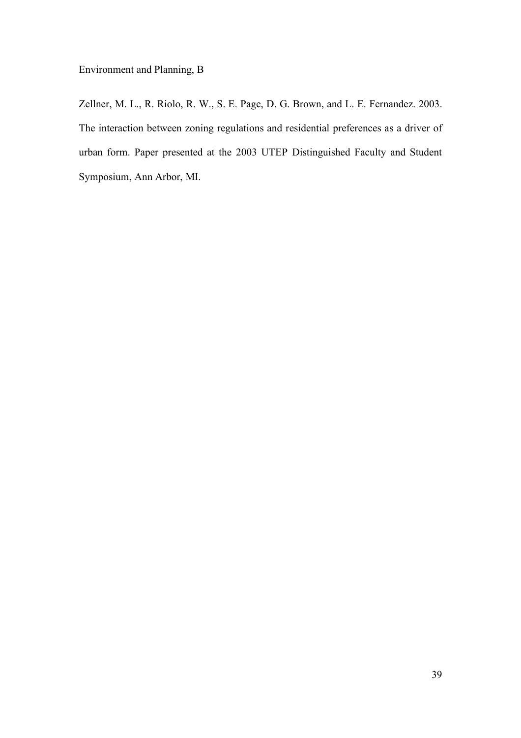Environment and Planning, B

Zellner, M. L., R. Riolo, R. W., S. E. Page, D. G. Brown, and L. E. Fernandez. 2003. The interaction between zoning regulations and residential preferences as a driver of urban form. Paper presented at the 2003 UTEP Distinguished Faculty and Student Symposium, Ann Arbor, MI.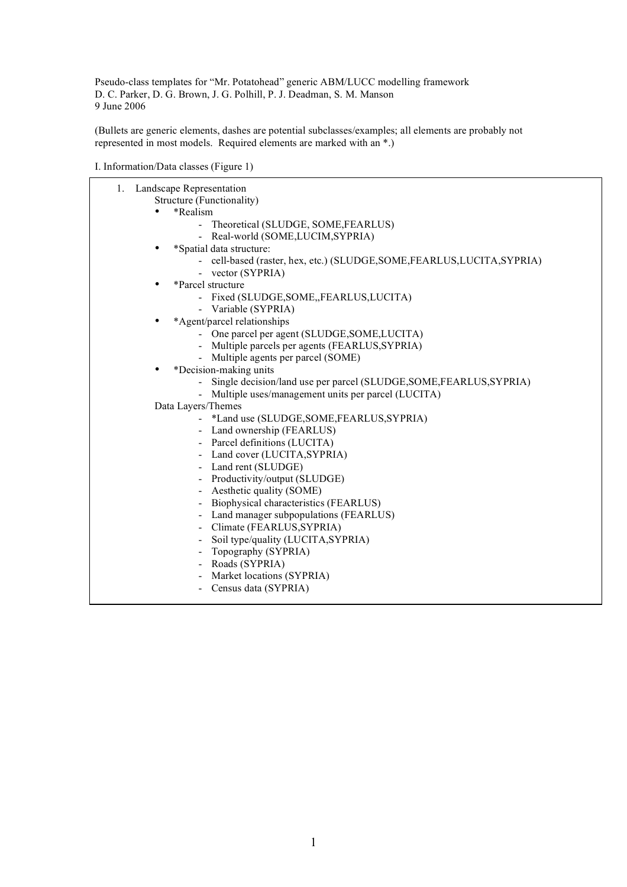Pseudo-class templates for "Mr. Potatohead" generic ABM/LUCC modelling framework
D. C. Parker, D. G. Brown, J. G. Polhill, P. J. Deadman, S. M. Manson
9 June 2006

(Bullets are generic elements, dashes are potential subclasses/examples; all elements are probably not represented in most models. Required elements are marked with an *.)

I. Information/Data classes (Figure 1)

1. Landscape Representation
   Structure (Functionality)
   - *Realism
     - Theoretical (SLUDGE, SOME,FEARLUS)
     - Real-world (SOME,LUCIM,SYPRIA)
   - *Spatial data structure:
     - cell-based (raster, hex, etc.) (SLUDGE,SOME,FEARLUS,LUCITA,SYPRIA)
     - vector (SYPRIA)
   - *Parcel structure
     - Fixed (SLUDGE,SOME,,FEARLUS,LUCITA)
     - Variable (SYPRIA)
   - *Agent/parcel relationships
     - One parcel per agent (SLUDGE,SOME,LUCITA)
     - Multiple parcels per agents (FEARLUS,SYPRIA)
     - Multiple agents per parcel (SOME)
   - *Decision-making units
     - Single decision/land use per parcel (SLUDGE,SOME,FEARLUS,SYPRIA)
     - Multiple uses/management units per parcel (LUCITA)

   Data Layers/Themes
   - *Land use (SLUDGE,SOME,FEARLUS,SYPRIA)
   - Land ownership (FEARLUS)
   - Parcel definitions (LUCITA)
   - Land cover (LUCITA,SYPRIA)
   - Land rent (SLUDGE)
   - Productivity/output (SLUDGE)
   - Aesthetic quality (SOME)
   - Biophysical characteristics (FEARLUS)
   - Land manager subpopulations (FEARLUS)
   - Climate (FEARLUS,SYPRIA)
   - Soil type/quality (LUCITA,SYPRIA)
   - Topography (SYPRIA)
   - Roads (SYPRIA)
   - Market locations (SYPRIA)
   - Census data (SYPRIA)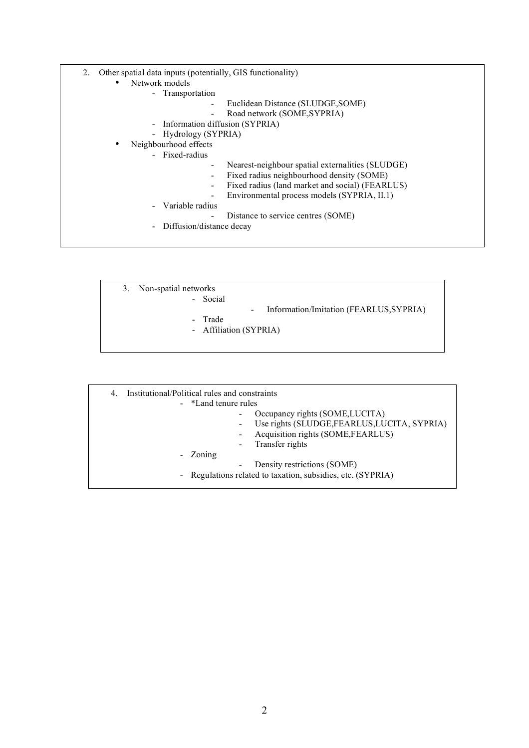2. Other spatial data inputs (potentially, GIS functionality)
   - Network models
     - Transportation
       - Euclidean Distance (SLUDGE,SOME)
       - Road network (SOME,SYPRIA)
     - Information diffusion (SYPRIA)
     - Hydrology (SYPRIA)
   - Neighbourhood effects
     - Fixed-radius
       - Nearest-neighbour spatial externalities (SLUDGE)
       - Fixed radius neighbourhood density (SOME)
       - Fixed radius (land market and social) (FEARLUS)
       - Environmental process models (SYPRIA, II.1)
     - Variable radius
       - Distance to service centres (SOME)
     - Diffusion/distance decay

3. Non-spatial networks
   - Social
     - Information/Imitation (FEARLUS,SYPRIA)
   - Trade
   - Affiliation (SYPRIA)

4. Institutional/Political rules and constraints
   - *Land tenure rules
     - Occupancy rights (SOME,LUCITA)
     - Use rights (SLUDGE,FEARLUS,LUCITA, SYPRIA)
     - Acquisition rights (SOME,FEARLUS)
     - Transfer rights
   - Zoning
     - Density restrictions (SOME)
   - Regulations related to taxation, subsidies, etc. (SYPRIA)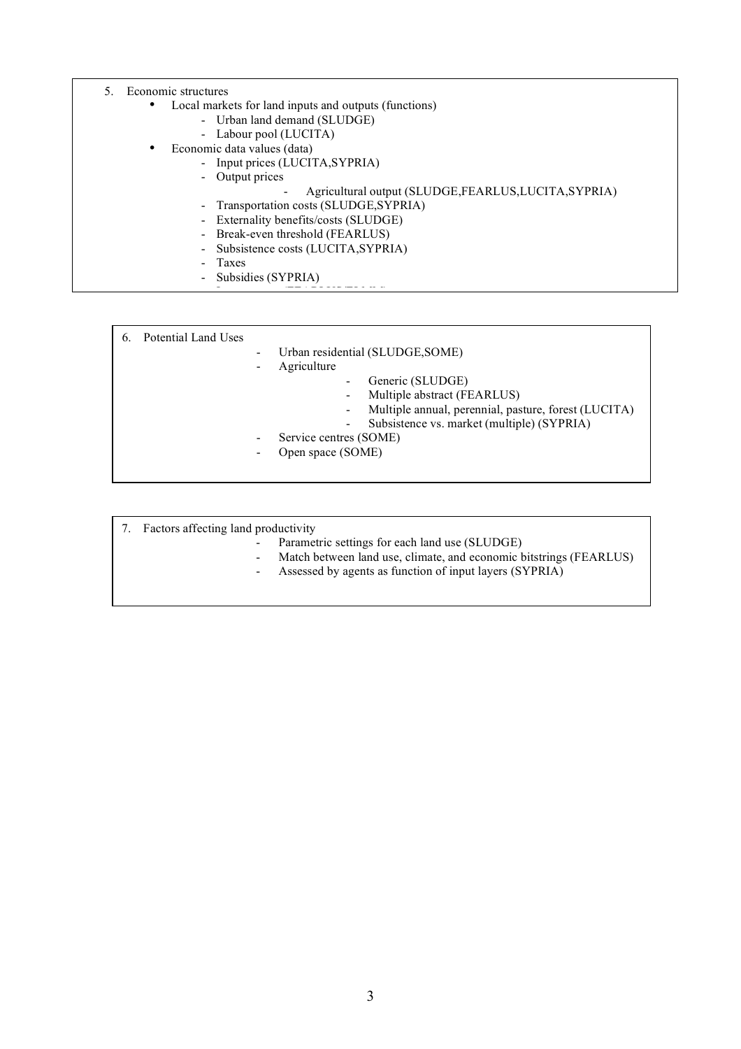5. Economic structures
    - Local markets for land inputs and outputs (functions)
        - Urban land demand (SLUDGE)
        - Labour pool (LUCITA)
    - Economic data values (data)
        - Input prices (LUCITA,SYPRIA)
        - Output prices
            - Agricultural output (SLUDGE,FEARLUS,LUCITA,SYPRIA)
        - Transportation costs (SLUDGE,SYPRIA)
        - Externality benefits/costs (SLUDGE)
        - Break-even threshold (FEARLUS)
        - Subsistence costs (LUCITA,SYPRIA)
        - Taxes
        - Subsidies (SYPRIA)

6. Potential Land Uses
    - Urban residential (SLUDGE,SOME)
    - Agriculture
        - Generic (SLUDGE)
        - Multiple abstract (FEARLUS)
        - Multiple annual, perennial, pasture, forest (LUCITA)
        - Subsistence vs. market (multiple) (SYPRIA)
    - Service centres (SOME)
    - Open space (SOME)

7. Factors affecting land productivity
    - Parametric settings for each land use (SLUDGE)
    - Match between land use, climate, and economic bitstrings (FEARLUS)
    - Assessed by agents as function of input layers (SYPRIA)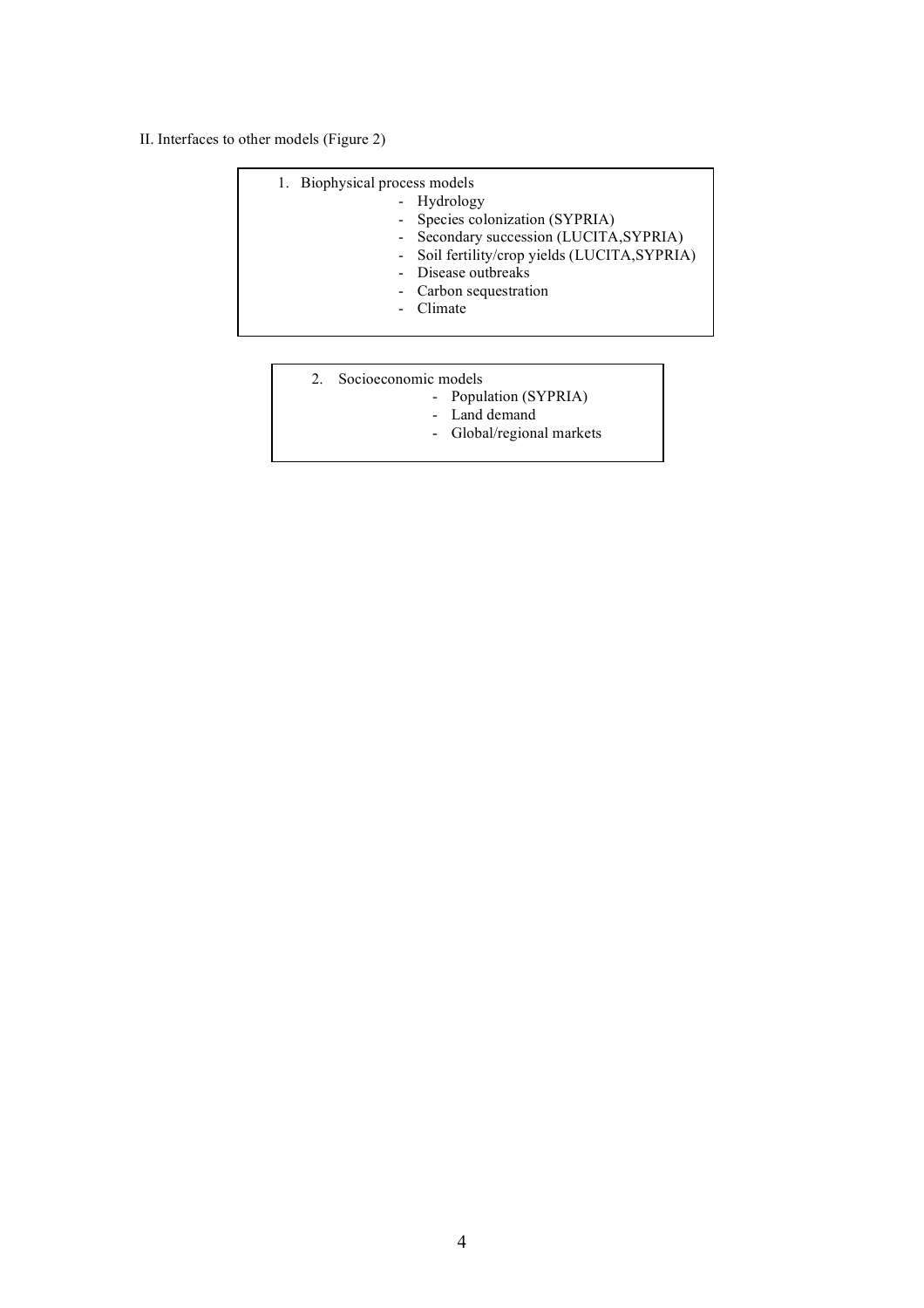II. Interfaces to other models (Figure 2)

1. Biophysical process models
   - Hydrology
   - Species colonization (SYPRIA)
   - Secondary succession (LUCITA,SYPRIA)
   - Soil fertility/crop yields (LUCITA,SYPRIA)
   - Disease outbreaks
   - Carbon sequestration
   - Climate

2. Socioeconomic models
   - Population (SYPRIA)
   - Land demand
   - Global/regional markets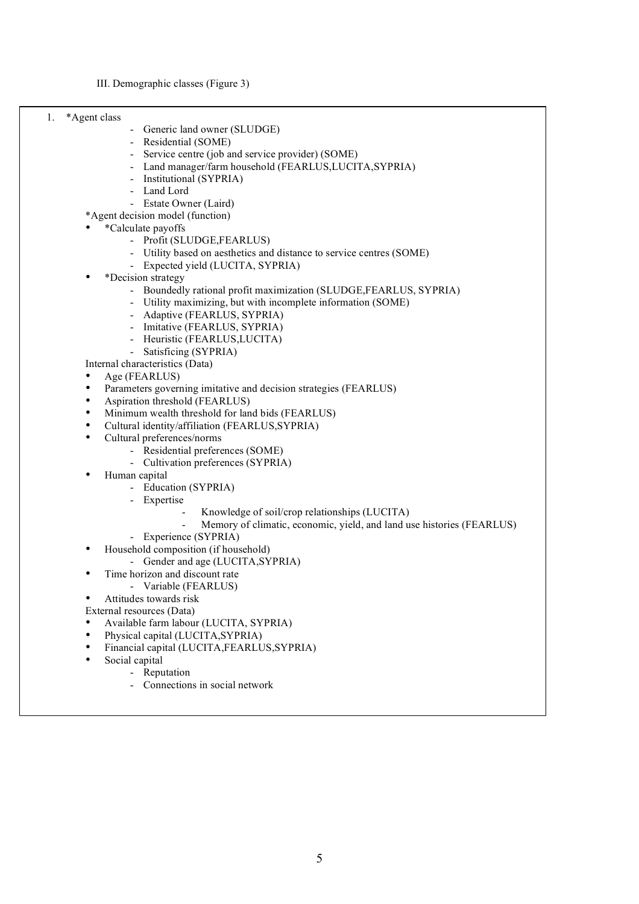III. Demographic classes (Figure 3)

1. *Agent class
    - Generic land owner (SLUDGE)
    - Residential (SOME)
    - Service centre (job and service provider) (SOME)
    - Land manager/farm household (FEARLUS,LUCITA,SYPRIA)
    - Institutional (SYPRIA)
    - Land Lord
    - Estate Owner (Laird)

   *Agent decision model (function)
   - *Calculate payoffs
     - Profit (SLUDGE,FEARLUS)
     - Utility based on aesthetics and distance to service centres (SOME)
     - Expected yield (LUCITA, SYPRIA)
   - *Decision strategy
     - Boundedly rational profit maximization (SLUDGE,FEARLUS, SYPRIA)
     - Utility maximizing, but with incomplete information (SOME)
     - Adaptive (FEARLUS, SYPRIA)
     - Imitative (FEARLUS, SYPRIA)
     - Heuristic (FEARLUS,LUCITA)
     - Satisficing (SYPRIA)

   Internal characteristics (Data)
   - Age (FEARLUS)
   - Parameters governing imitative and decision strategies (FEARLUS)
   - Aspiration threshold (FEARLUS)
   - Minimum wealth threshold for land bids (FEARLUS)
   - Cultural identity/affiliation (FEARLUS,SYPRIA)
   - Cultural preferences/norms
     - Residential preferences (SOME)
     - Cultivation preferences (SYPRIA)
   - Human capital
     - Education (SYPRIA)
     - Expertise
       - Knowledge of soil/crop relationships (LUCITA)
       - Memory of climatic, economic, yield, and land use histories (FEARLUS)
     - Experience (SYPRIA)
   - Household composition (if household)
     - Gender and age (LUCITA,SYPRIA)
   - Time horizon and discount rate
     - Variable (FEARLUS)
   - Attitudes towards risk

   External resources (Data)
   - Available farm labour (LUCITA, SYPRIA)
   - Physical capital (LUCITA,SYPRIA)
   - Financial capital (LUCITA,FEARLUS,SYPRIA)
   - Social capital
     - Reputation
     - Connections in social network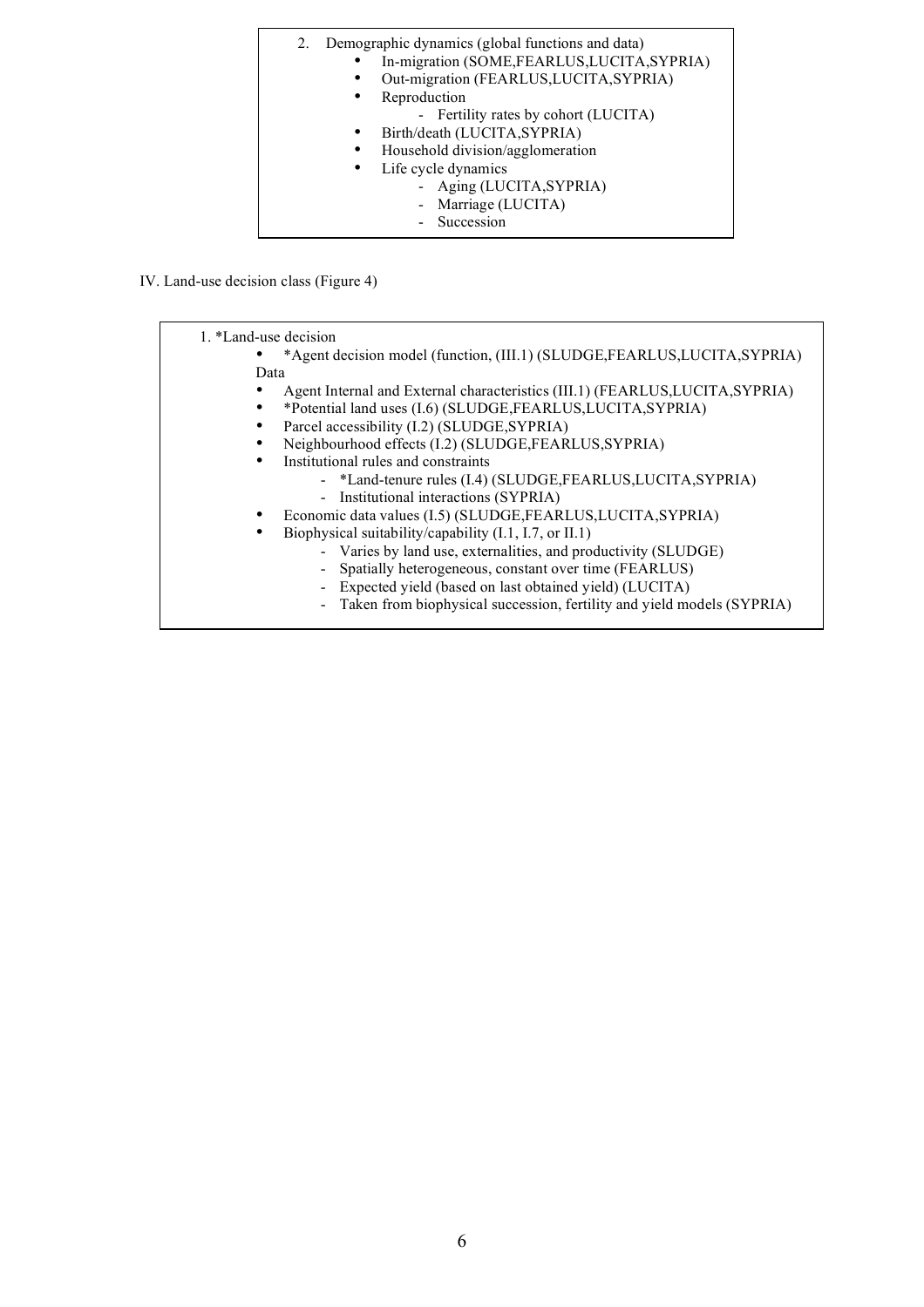2. Demographic dynamics (global functions and data)
    - In-migration (SOME,FEARLUS,LUCITA,SYPRIA)
    - Out-migration (FEARLUS,LUCITA,SYPRIA)
    - Reproduction
        - Fertility rates by cohort (LUCITA)
    - Birth/death (LUCITA,SYPRIA)
    - Household division/agglomeration
    - Life cycle dynamics
        - Aging (LUCITA,SYPRIA)
        - Marriage (LUCITA)
        - Succession

IV. Land-use decision class (Figure 4)

1. *Land-use decision
    - *Agent decision model (function, (III.1) (SLUDGE,FEARLUS,LUCITA,SYPRIA)

    Data
    - Agent Internal and External characteristics (III.1) (FEARLUS,LUCITA,SYPRIA)
    - *Potential land uses (I.6) (SLUDGE,FEARLUS,LUCITA,SYPRIA)
    - Parcel accessibility (I.2) (SLUDGE,SYPRIA)
    - Neighbourhood effects (I.2) (SLUDGE,FEARLUS,SYPRIA)
    - Institutional rules and constraints
        - *Land-tenure rules (I.4) (SLUDGE,FEARLUS,LUCITA,SYPRIA)
        - Institutional interactions (SYPRIA)
    - Economic data values (I.5) (SLUDGE,FEARLUS,LUCITA,SYPRIA)
    - Biophysical suitability/capability (I.1, I.7, or II.1)
        - Varies by land use, externalities, and productivity (SLUDGE)
        - Spatially heterogeneous, constant over time (FEARLUS)
        - Expected yield (based on last obtained yield) (LUCITA)
        - Taken from biophysical succession, fertility and yield models (SYPRIA)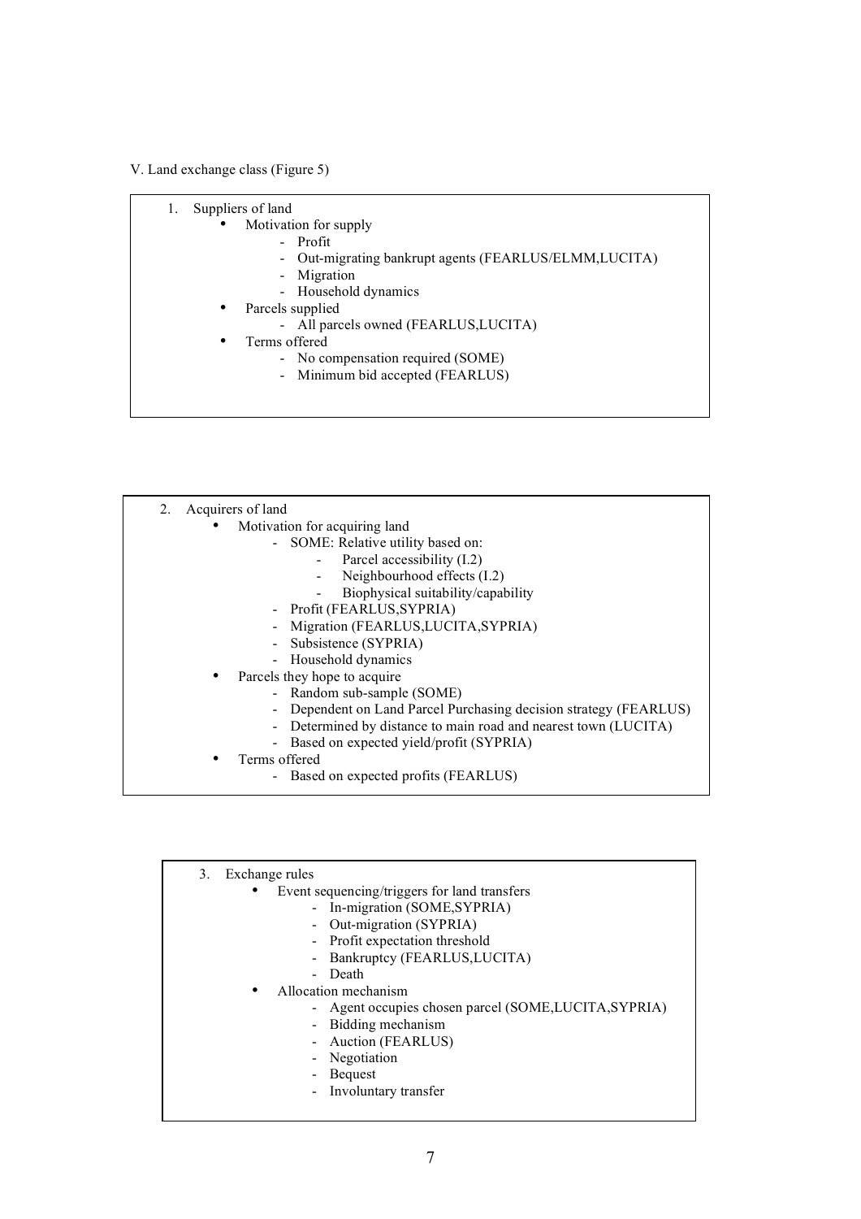V. Land exchange class (Figure 5)

1. Suppliers of land
   - Motivation for supply
     - Profit
     - Out-migrating bankrupt agents (FEARLUS/ELMM,LUCITA)
     - Migration
     - Household dynamics
   - Parcels supplied
     - All parcels owned (FEARLUS,LUCITA)
   - Terms offered
     - No compensation required (SOME)
     - Minimum bid accepted (FEARLUS)

2. Acquirers of land
   - Motivation for acquiring land
     - SOME: Relative utility based on:
       - Parcel accessibility (I.2)
       - Neighbourhood effects (I.2)
       - Biophysical suitability/capability
     - Profit (FEARLUS,SYPRIA)
     - Migration (FEARLUS,LUCITA,SYPRIA)
     - Subsistence (SYPRIA)
     - Household dynamics
   - Parcels they hope to acquire
     - Random sub-sample (SOME)
     - Dependent on Land Parcel Purchasing decision strategy (FEARLUS)
     - Determined by distance to main road and nearest town (LUCITA)
     - Based on expected yield/profit (SYPRIA)
   - Terms offered
     - Based on expected profits (FEARLUS)

3. Exchange rules
   - Event sequencing/triggers for land transfers
     - In-migration (SOME,SYPRIA)
     - Out-migration (SYPRIA)
     - Profit expectation threshold
     - Bankruptcy (FEARLUS,LUCITA)
     - Death
   - Allocation mechanism
     - Agent occupies chosen parcel (SOME,LUCITA,SYPRIA)
     - Bidding mechanism
     - Auction (FEARLUS)
     - Negotiation
     - Bequest
     - Involuntary transfer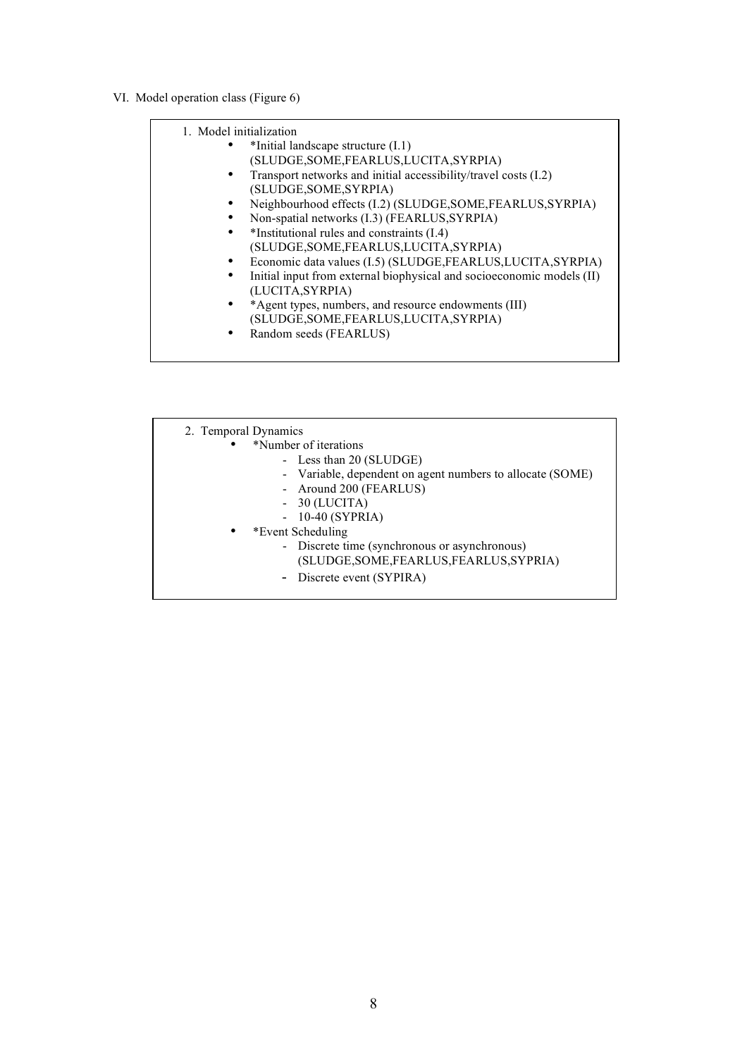VI. Model operation class (Figure 6)

1. Model initialization
   - *Initial landscape structure (I.1) (SLUDGE,SOME,FEARLUS,LUCITA,SYRPIA)
   - Transport networks and initial accessibility/travel costs (I.2) (SLUDGE,SOME,SYRPIA)
   - Neighbourhood effects (I.2) (SLUDGE,SOME,FEARLUS,SYRPIA)
   - Non-spatial networks (I.3) (FEARLUS,SYRPIA)
   - *Institutional rules and constraints (I.4) (SLUDGE,SOME,FEARLUS,LUCITA,SYRPIA)
   - Economic data values (I.5) (SLUDGE,FEARLUS,LUCITA,SYRPIA)
   - Initial input from external biophysical and socioeconomic models (II) (LUCITA,SYRPIA)
   - *Agent types, numbers, and resource endowments (III) (SLUDGE,SOME,FEARLUS,LUCITA,SYRPIA)
   - Random seeds (FEARLUS)

2. Temporal Dynamics
   - *Number of iterations
     - Less than 20 (SLUDGE)
     - Variable, dependent on agent numbers to allocate (SOME)
     - Around 200 (FEARLUS)
     - 30 (LUCITA)
     - 10-40 (SYPRIA)
   - *Event Scheduling
     - Discrete time (synchronous or asynchronous) (SLUDGE,SOME,FEARLUS,FEARLUS,SYPRIA)
     - Discrete event (SYPIRA)